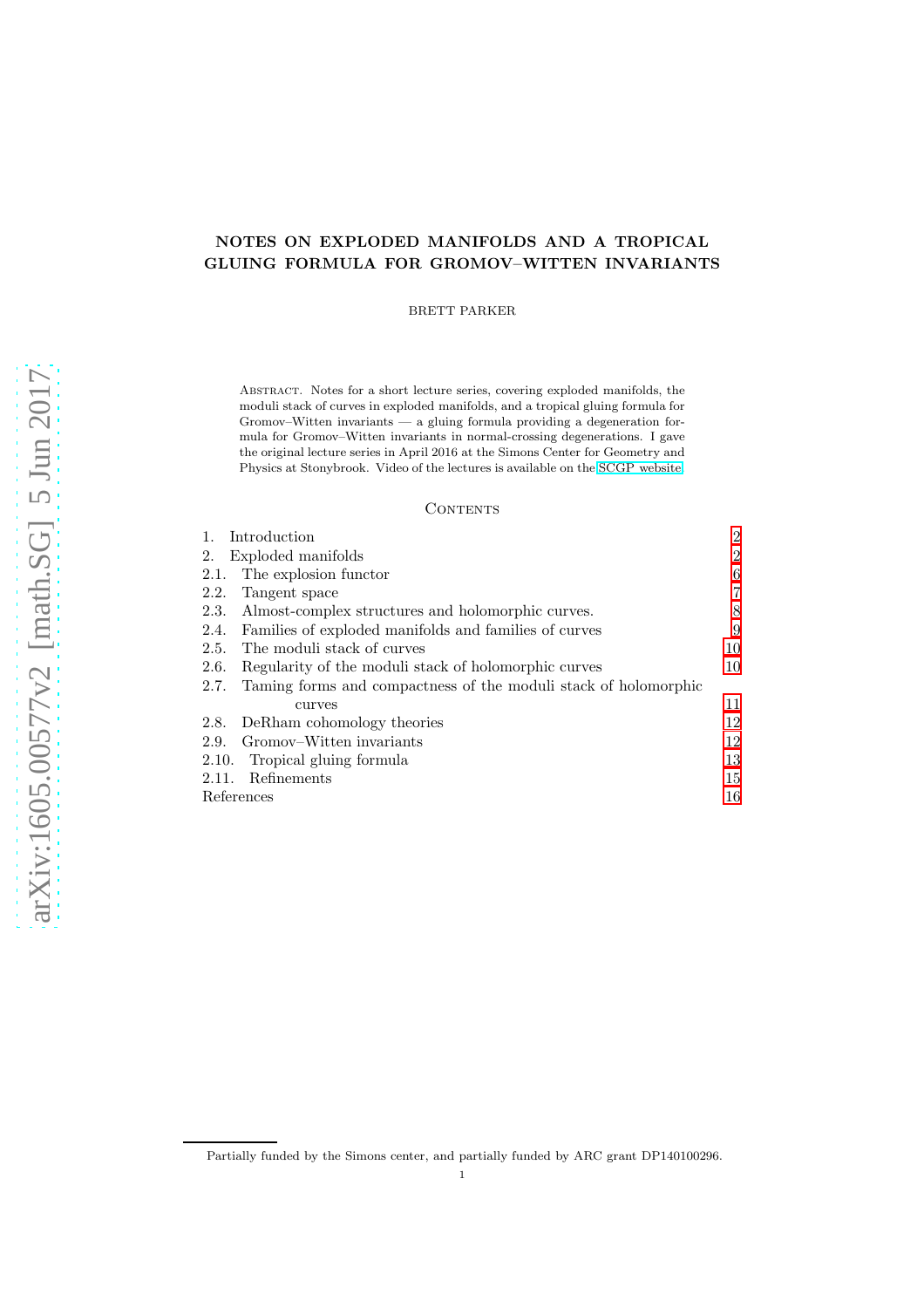# NOTES ON EXPLODED MANIFOLDS AND A TROPICAL GLUING FORMULA FOR GROMOV–WITTEN INVARIANTS

BRETT PARKER

Abstract. Notes for a short lecture series, covering exploded manifolds, the moduli stack of curves in exploded manifolds, and a tropical gluing formula for Gromov–Witten invariants — a gluing formula providing a degeneration formula for Gromov–Witten invariants in normal-crossing degenerations. I gave the original lecture series in April 2016 at the Simons Center for Geometry and Physics at Stonybrook. Video of the lectures is available on the SCGP website.

## Contents

| | |
|---|---|
| 1. Introduction | 2 |
| 2. Exploded manifolds | 2 |
| 2.1. The explosion functor | 6 |
| 2.2. Tangent space | 7 |
| 2.3. Almost-complex structures and holomorphic curves. | 8 |
| 2.4. Families of exploded manifolds and families of curves | 9 |
| 2.5. The moduli stack of curves | 10 |
| 2.6. Regularity of the moduli stack of holomorphic curves | 10 |
| 2.7. Taming forms and compactness of the moduli stack of holomorphic curves | 11 |
| 2.8. DeRham cohomology theories | 12 |
| 2.9. Gromov–Witten invariants | 12 |
| 2.10. Tropical gluing formula | 13 |
| 2.11. Refinements | 15 |
| References | 16 |

Partially funded by the Simons center, and partially funded by ARC grant DP140100296.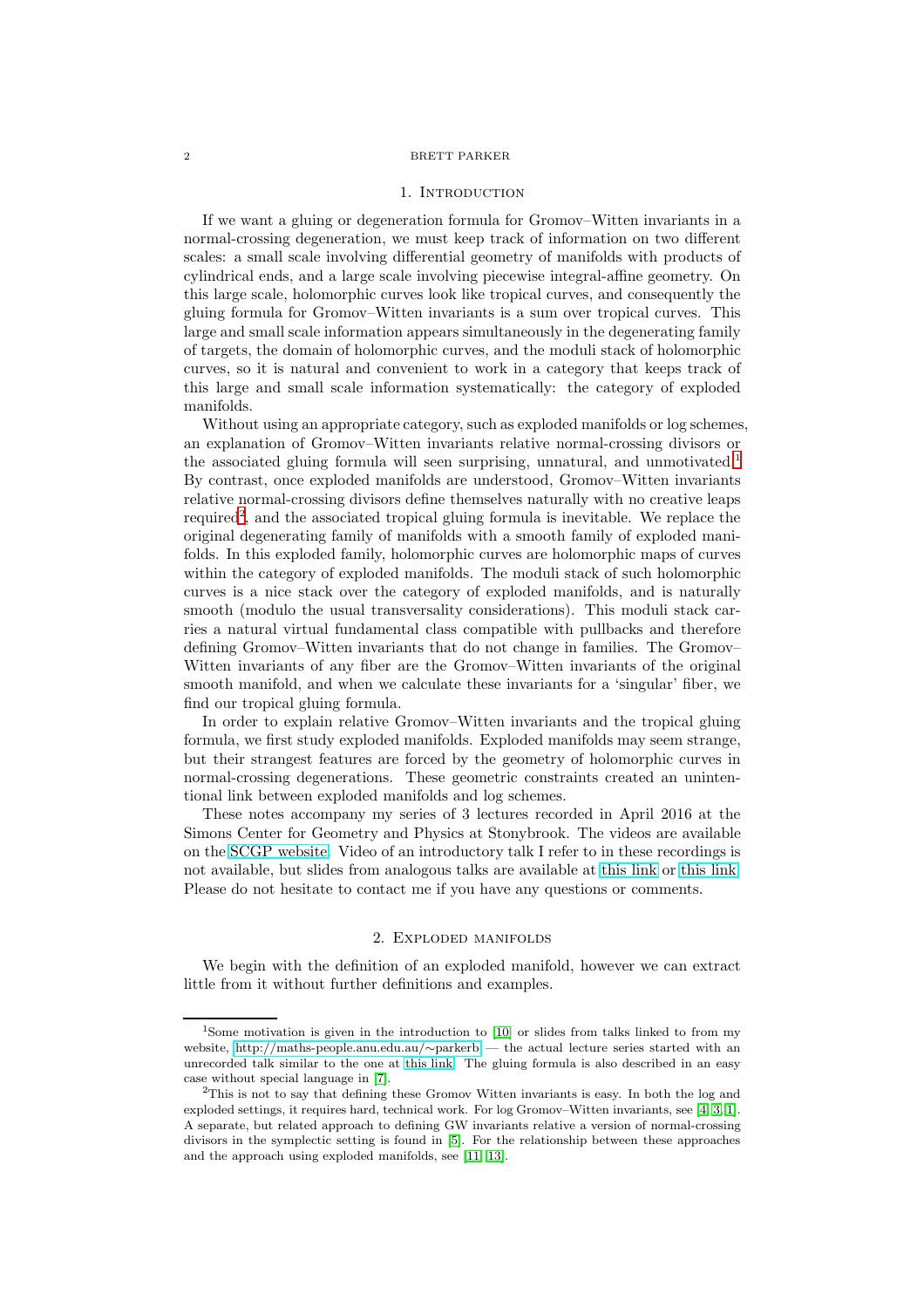## 1. Introduction

If we want a gluing or degeneration formula for Gromov–Witten invariants in a normal-crossing degeneration, we must keep track of information on two different scales: a small scale involving differential geometry of manifolds with products of cylindrical ends, and a large scale involving piecewise integral-affine geometry. On this large scale, holomorphic curves look like tropical curves, and consequently the gluing formula for Gromov–Witten invariants is a sum over tropical curves. This large and small scale information appears simultaneously in the degenerating family of targets, the domain of holomorphic curves, and the moduli stack of holomorphic curves, so it is natural and convenient to work in a category that keeps track of this large and small scale information systematically: the category of exploded manifolds.

Without using an appropriate category, such as exploded manifolds or log schemes, an explanation of Gromov–Witten invariants relative normal-crossing divisors or the associated gluing formula will seen surprising, unnatural, and unmotivated.[1] By contrast, once exploded manifolds are understood, Gromov–Witten invariants relative normal-crossing divisors define themselves naturally with no creative leaps required[2], and the associated tropical gluing formula is inevitable. We replace the original degenerating family of manifolds with a smooth family of exploded manifolds. In this exploded family, holomorphic curves are holomorphic maps of curves within the category of exploded manifolds. The moduli stack of such holomorphic curves is a nice stack over the category of exploded manifolds, and is naturally smooth (modulo the usual transversality considerations). This moduli stack carries a natural virtual fundamental class compatible with pullbacks and therefore defining Gromov–Witten invariants that do not change in families. The Gromov–Witten invariants of any fiber are the Gromov–Witten invariants of the original smooth manifold, and when we calculate these invariants for a 'singular' fiber, we find our tropical gluing formula.

In order to explain relative Gromov–Witten invariants and the tropical gluing formula, we first study exploded manifolds. Exploded manifolds may seem strange, but their strangest features are forced by the geometry of holomorphic curves in normal-crossing degenerations. These geometric constraints created an unintentional link between exploded manifolds and log schemes.

These notes accompany my series of 3 lectures recorded in April 2016 at the Simons Center for Geometry and Physics at Stonybrook. The videos are available on the SCGP website. Video of an introductory talk I refer to in these recordings is not available, but slides from analogous talks are available at this link or this link. Please do not hesitate to contact me if you have any questions or comments.

## 2. Exploded manifolds

We begin with the definition of an exploded manifold, however we can extract little from it without further definitions and examples.

---

[1] Some motivation is given in the introduction to [10] or slides from talks linked to from my website, http://maths-people.anu.edu.au/∼parkerb — the actual lecture series started with an unrecorded talk similar to the one at this link. The gluing formula is also described in an easy case without special language in [7].

[2] This is not to say that defining these Gromov Witten invariants is easy. In both the log and exploded settings, it requires hard, technical work. For log Gromov–Witten invariants, see [4, 3, 1]. A separate, but related approach to defining GW invariants relative a version of normal-crossing divisors in the symplectic setting is found in [5]. For the relationship between these approaches and the approach using exploded manifolds, see [11, 13].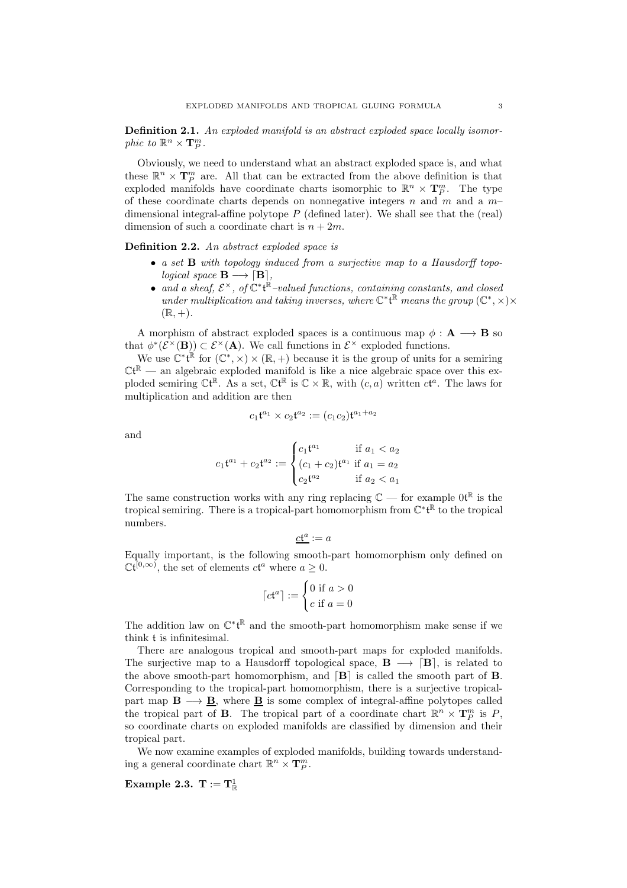**Definition 2.1.** *An exploded manifold is an abstract exploded space locally isomorphic to $\mathbb{R}^n \times \mathbf{T}^m_P$.*

Obviously, we need to understand what an abstract exploded space is, and what these $\mathbb{R}^n \times \mathbf{T}^m_P$ are. All that can be extracted from the above definition is that exploded manifolds have coordinate charts isomorphic to $\mathbb{R}^n \times \mathbf{T}^m_P$. The type of these coordinate charts depends on nonnegative integers $n$ and $m$ and a $m$–dimensional integral-affine polytope $P$ (defined later). We shall see that the (real) dimension of such a coordinate chart is $n + 2m$.

**Definition 2.2.** *An abstract exploded space is*

- *a set $\mathbf{B}$ with topology induced from a surjective map to a Hausdorff topological space $\mathbf{B} \longrightarrow \lceil \mathbf{B} \rceil$,*
- *and a sheaf, $\mathcal{E}^\times$, of $\mathbb{C}^*\mathfrak{t}^{\mathbb{R}}$–valued functions, containing constants, and closed under multiplication and taking inverses, where $\mathbb{C}^*\mathfrak{t}^{\mathbb{R}}$ means the group $(\mathbb{C}^*, \times) \times (\mathbb{R}, +)$.*

A morphism of abstract exploded spaces is a continuous map $\phi : \mathbf{A} \longrightarrow \mathbf{B}$ so that $\phi^*(\mathcal{E}^\times(\mathbf{B})) \subset \mathcal{E}^\times(\mathbf{A})$. We call functions in $\mathcal{E}^\times$ exploded functions.

We use $\mathbb{C}^*\mathfrak{t}^{\mathbb{R}}$ for $(\mathbb{C}^*, \times) \times (\mathbb{R}, +)$ because it is the group of units for a semiring $\mathbb{C}\mathfrak{t}^{\mathbb{R}}$ — an algebraic exploded manifold is like a nice algebraic space over this exploded semiring $\mathbb{C}\mathfrak{t}^{\mathbb{R}}$. As a set, $\mathbb{C}\mathfrak{t}^{\mathbb{R}}$ is $\mathbb{C} \times \mathbb{R}$, with $(c, a)$ written $c\mathfrak{t}^a$. The laws for multiplication and addition are then

$$c_1\mathfrak{t}^{a_1} \times c_2\mathfrak{t}^{a_2} := (c_1c_2)\mathfrak{t}^{a_1+a_2}$$

and

$$c_1\mathfrak{t}^{a_1} + c_2\mathfrak{t}^{a_2} := \begin{cases} c_1\mathfrak{t}^{a_1} & \text{if } a_1 < a_2 \\ (c_1 + c_2)\mathfrak{t}^{a_1} & \text{if } a_1 = a_2 \\ c_2\mathfrak{t}^{a_2} & \text{if } a_2 < a_1 \end{cases}$$

The same construction works with any ring replacing $\mathbb{C}$ — for example $0\mathfrak{t}^{\mathbb{R}}$ is the tropical semiring. There is a tropical-part homomorphism from $\mathbb{C}^*\mathfrak{t}^{\mathbb{R}}$ to the tropical numbers.

$$\underline{c\mathfrak{t}^a} := a$$

Equally important, is the following smooth-part homomorphism only defined on $\mathbb{C}\mathfrak{t}^{[0,\infty)}$, the set of elements $c\mathfrak{t}^a$ where $a \geq 0$.

$$\lceil c\mathfrak{t}^a \rceil := \begin{cases} 0 \text{ if } a > 0 \\ c \text{ if } a = 0 \end{cases}$$

The addition law on $\mathbb{C}^*\mathfrak{t}^{\mathbb{R}}$ and the smooth-part homomorphism make sense if we think $\mathfrak{t}$ is infinitesimal.

There are analogous tropical and smooth-part maps for exploded manifolds. The surjective map to a Hausdorff topological space, $\mathbf{B} \longrightarrow \lceil \mathbf{B} \rceil$, is related to the above smooth-part homomorphism, and $\lceil \mathbf{B} \rceil$ is called the smooth part of $\mathbf{B}$. Corresponding to the tropical-part homomorphism, there is a surjective tropical-part map $\mathbf{B} \longrightarrow \underline{\mathbf{B}}$, where $\underline{\mathbf{B}}$ is some complex of integral-affine polytopes called the tropical part of $\mathbf{B}$. The tropical part of a coordinate chart $\mathbb{R}^n \times \mathbf{T}^m_P$ is $P$, so coordinate charts on exploded manifolds are classified by dimension and their tropical part.

We now examine examples of exploded manifolds, building towards understanding a general coordinate chart $\mathbb{R}^n \times \mathbf{T}^m_P$.

**Example 2.3.** $\mathbf{T} := \mathbf{T}^1_{\mathbb{R}}$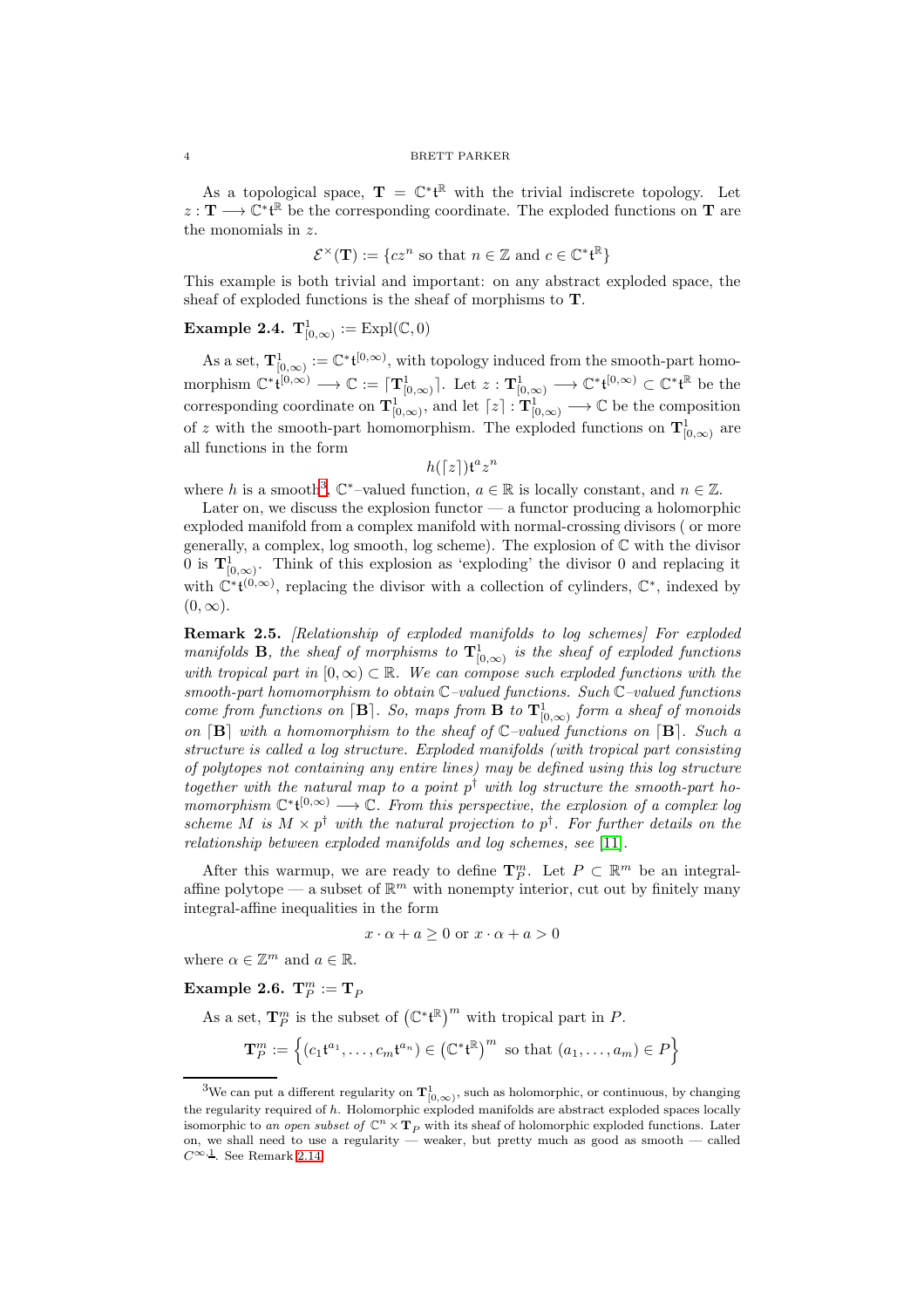As a topological space, $\mathbf{T} = \mathbb{C}^*\mathfrak{t}^{\mathbb{R}}$ with the trivial indiscrete topology. Let $z : \mathbf{T} \longrightarrow \mathbb{C}^*\mathfrak{t}^{\mathbb{R}}$ be the corresponding coordinate. The exploded functions on $\mathbf{T}$ are the monomials in $z$.

$$\mathcal{E}^\times(\mathbf{T}) := \{cz^n \text{ so that } n \in \mathbb{Z} \text{ and } c \in \mathbb{C}^*\mathfrak{t}^{\mathbb{R}}\}$$

This example is both trivial and important: on any abstract exploded space, the sheaf of exploded functions is the sheaf of morphisms to $\mathbf{T}$.

**Example 2.4.** $\mathbf{T}^1_{[0,\infty)} := \operatorname{Expl}(\mathbb{C}, 0)$

As a set, $\mathbf{T}^1_{[0,\infty)} := \mathbb{C}^*\mathfrak{t}^{[0,\infty)}$, with topology induced from the smooth-part homomorphism $\mathbb{C}^*\mathfrak{t}^{[0,\infty)} \longrightarrow \mathbb{C} := \lceil \mathbf{T}^1_{[0,\infty)} \rceil$. Let $z : \mathbf{T}^1_{[0,\infty)} \longrightarrow \mathbb{C}^*\mathfrak{t}^{[0,\infty)} \subset \mathbb{C}^*\mathfrak{t}^{\mathbb{R}}$ be the corresponding coordinate on $\mathbf{T}^1_{[0,\infty)}$, and let $\lceil z \rceil : \mathbf{T}^1_{[0,\infty)} \longrightarrow \mathbb{C}$ be the composition of $z$ with the smooth-part homomorphism. The exploded functions on $\mathbf{T}^1_{[0,\infty)}$ are all functions in the form

$$h(\lceil z \rceil)\mathfrak{t}^a z^n$$

where $h$ is a smooth[3], $\mathbb{C}^*$–valued function, $a \in \mathbb{R}$ is locally constant, and $n \in \mathbb{Z}$.

Later on, we discuss the explosion functor — a functor producing a holomorphic exploded manifold from a complex manifold with normal-crossing divisors ( or more generally, a complex, log smooth, log scheme). The explosion of $\mathbb{C}$ with the divisor 0 is $\mathbf{T}^1_{[0,\infty)}$. Think of this explosion as 'exploding' the divisor 0 and replacing it with $\mathbb{C}^*\mathfrak{t}^{(0,\infty)}$, replacing the divisor with a collection of cylinders, $\mathbb{C}^*$, indexed by $(0, \infty)$.

**Remark 2.5.** *[Relationship of exploded manifolds to log schemes] For exploded manifolds $\mathbf{B}$, the sheaf of morphisms to $\mathbf{T}^1_{[0,\infty)}$ is the sheaf of exploded functions with tropical part in $[0, \infty) \subset \mathbb{R}$. We can compose such exploded functions with the smooth-part homomorphism to obtain $\mathbb{C}$–valued functions. Such $\mathbb{C}$–valued functions come from functions on $\lceil \mathbf{B} \rceil$. So, maps from $\mathbf{B}$ to $\mathbf{T}^1_{[0,\infty)}$ form a sheaf of monoids on $\lceil \mathbf{B} \rceil$ with a homomorphism to the sheaf of $\mathbb{C}$–valued functions on $\lceil \mathbf{B} \rceil$. Such a structure is called a log structure. Exploded manifolds (with tropical part consisting of polytopes not containing any entire lines) may be defined using this log structure together with the natural map to a point $p^\dagger$ with log structure the smooth-part homomorphism $\mathbb{C}^*\mathfrak{t}^{[0,\infty)} \longrightarrow \mathbb{C}$. From this perspective, the explosion of a complex log scheme $M$ is $M \times p^\dagger$ with the natural projection to $p^\dagger$. For further details on the relationship between exploded manifolds and log schemes, see [11].*

After this warmup, we are ready to define $\mathbf{T}^m_P$. Let $P \subset \mathbb{R}^m$ be an integral-affine polytope — a subset of $\mathbb{R}^m$ with nonempty interior, cut out by finitely many integral-affine inequalities in the form

$$x \cdot \alpha + a \geq 0 \text{ or } x \cdot \alpha + a > 0$$

where $\alpha \in \mathbb{Z}^m$ and $a \in \mathbb{R}$.

**Example 2.6.** $\mathbf{T}^m_P := \mathbf{T}_P$

As a set, $\mathbf{T}^m_P$ is the subset of $\left(\mathbb{C}^*\mathfrak{t}^{\mathbb{R}}\right)^m$ with tropical part in $P$.

$$\mathbf{T}^m_P := \left\{ (c_1\mathfrak{t}^{a_1}, \dots, c_m\mathfrak{t}^{a_n}) \in \left(\mathbb{C}^*\mathfrak{t}^{\mathbb{R}}\right)^m \text{ so that } (a_1, \dots, a_m) \in P \right\}$$

---

[3] We can put a different regularity on $\mathbf{T}^1_{[0,\infty)}$, such as holomorphic, or continuous, by changing the regularity required of $h$. Holomorphic exploded manifolds are abstract exploded spaces locally isomorphic to *an open subset of* $\mathbb{C}^n \times \mathbf{T}_P$ with its sheaf of holomorphic exploded functions. Later on, we shall need to use a regularity — weaker, but pretty much as good as smooth — called $C^{\infty,\underline{1}}$. See Remark 2.14.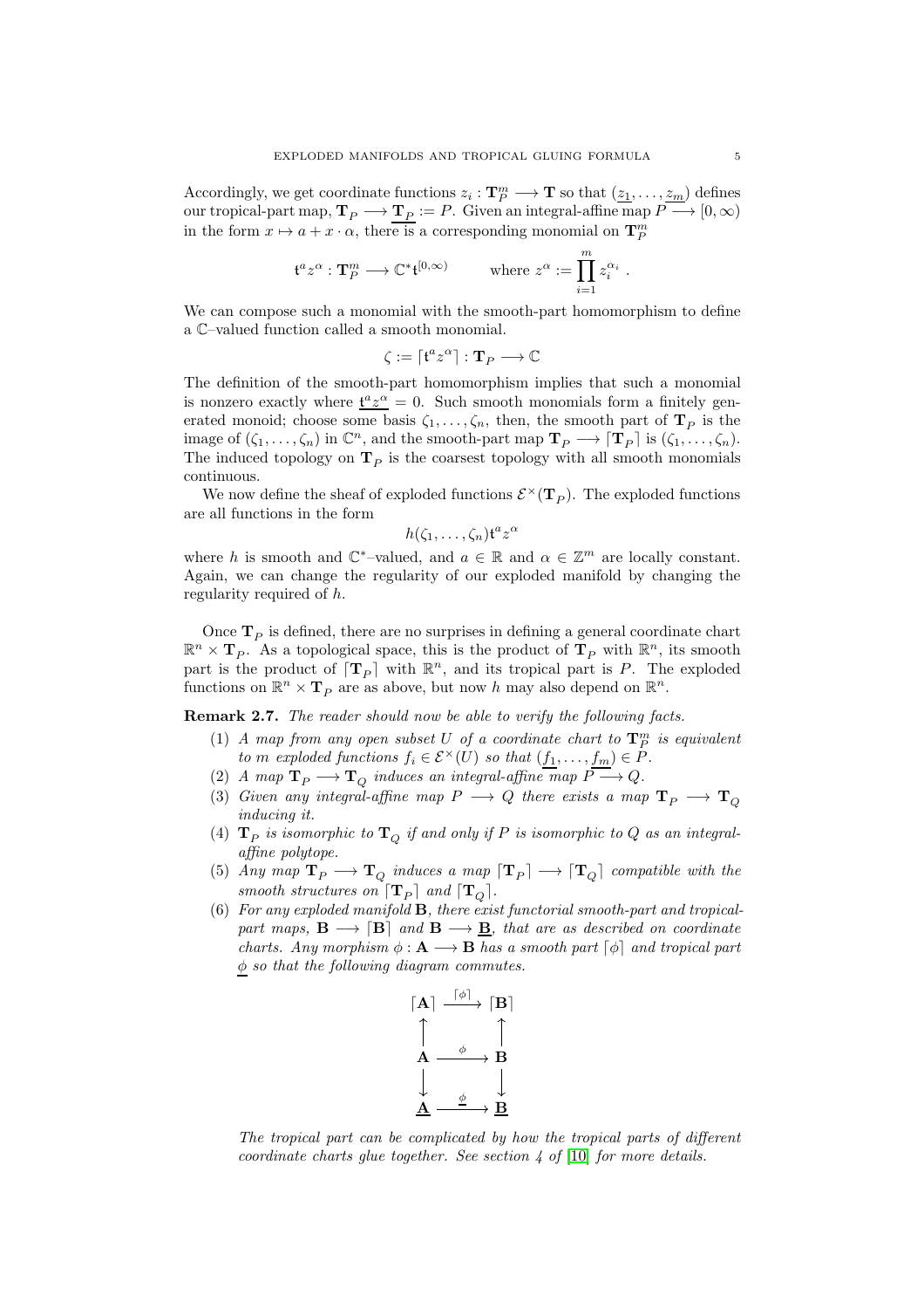Accordingly, we get coordinate functions $z_i : \mathbf{T}^m_P \longrightarrow \mathbf{T}$ so that $(\underline{z_1}, \dots, \underline{z_m})$ defines our tropical-part map, $\mathbf{T}_P \longrightarrow \underline{\mathbf{T}_P} := P$. Given an integral-affine map $P \longrightarrow [0, \infty)$ in the form $x \mapsto a + x \cdot \alpha$, there is a corresponding monomial on $\mathbf{T}^m_P$

$$\mathfrak{t}^a z^\alpha : \mathbf{T}^m_P \longrightarrow \mathbb{C}^* \mathfrak{t}^{[0,\infty)} \qquad \text{where } z^\alpha := \prod_{i=1}^m z_i^{\alpha_i} \ .$$

We can compose such a monomial with the smooth-part homomorphism to define a $\mathbb{C}$–valued function called a smooth monomial.

$$\zeta := \lceil \mathfrak{t}^a z^\alpha \rceil : \mathbf{T}_P \longrightarrow \mathbb{C}$$

The definition of the smooth-part homomorphism implies that such a monomial is nonzero exactly where $\underline{\mathfrak{t}^a z^\alpha} = 0$. Such smooth monomials form a finitely generated monoid; choose some basis $\zeta_1, \dots, \zeta_n$, then, the smooth part of $\mathbf{T}_P$ is the image of $(\zeta_1, \dots, \zeta_n)$ in $\mathbb{C}^n$, and the smooth-part map $\mathbf{T}_P \longrightarrow \lceil \mathbf{T}_P \rceil$ is $(\zeta_1, \dots, \zeta_n)$. The induced topology on $\mathbf{T}_P$ is the coarsest topology with all smooth monomials continuous.

We now define the sheaf of exploded functions $\mathcal{E}^\times(\mathbf{T}_P)$. The exploded functions are all functions in the form

$$h(\zeta_1, \dots, \zeta_n)\mathfrak{t}^a z^\alpha$$

where $h$ is smooth and $\mathbb{C}^*$–valued, and $a \in \mathbb{R}$ and $\alpha \in \mathbb{Z}^m$ are locally constant. Again, we can change the regularity of our exploded manifold by changing the regularity required of $h$.

Once $\mathbf{T}_P$ is defined, there are no surprises in defining a general coordinate chart $\mathbb{R}^n \times \mathbf{T}_P$. As a topological space, this is the product of $\mathbf{T}_P$ with $\mathbb{R}^n$, its smooth part is the product of $\lceil \mathbf{T}_P \rceil$ with $\mathbb{R}^n$, and its tropical part is $P$. The exploded functions on $\mathbb{R}^n \times \mathbf{T}_P$ are as above, but now $h$ may also depend on $\mathbb{R}^n$.

**Remark 2.7.** *The reader should now be able to verify the following facts.*

1. *A map from any open subset $U$ of a coordinate chart to $\mathbf{T}^m_P$ is equivalent to $m$ exploded functions $f_i \in \mathcal{E}^\times(U)$ so that $(\underline{f_1}, \dots, \underline{f_m}) \in P$.*
2. *A map $\mathbf{T}_P \longrightarrow \mathbf{T}_Q$ induces an integral-affine map $P \longrightarrow Q$.*
3. *Given any integral-affine map $P \longrightarrow Q$ there exists a map $\mathbf{T}_P \longrightarrow \mathbf{T}_Q$ inducing it.*
4. *$\mathbf{T}_P$ is isomorphic to $\mathbf{T}_Q$ if and only if $P$ is isomorphic to $Q$ as an integral-affine polytope.*
5. *Any map $\mathbf{T}_P \longrightarrow \mathbf{T}_Q$ induces a map $\lceil \mathbf{T}_P \rceil \longrightarrow \lceil \mathbf{T}_Q \rceil$ compatible with the smooth structures on $\lceil \mathbf{T}_P \rceil$ and $\lceil \mathbf{T}_Q \rceil$.*
6. *For any exploded manifold $\mathbf{B}$, there exist functorial smooth-part and tropical-part maps, $\mathbf{B} \longrightarrow \lceil \mathbf{B} \rceil$ and $\mathbf{B} \longrightarrow \underline{\mathbf{B}}$, that are as described on coordinate charts. Any morphism $\phi : \mathbf{A} \longrightarrow \mathbf{B}$ has a smooth part $\lceil \phi \rceil$ and tropical part $\underline{\phi}$ so that the following diagram commutes.*

$$\begin{array}{ccc}
\lceil \mathbf{A} \rceil & \xrightarrow{\lceil \phi \rceil} & \lceil \mathbf{B} \rceil \\
\uparrow & & \uparrow \\
\mathbf{A} & \xrightarrow{\phi} & \mathbf{B} \\
\downarrow & & \downarrow \\
\underline{\mathbf{A}} & \xrightarrow{\underline{\phi}} & \underline{\mathbf{B}}
\end{array}$$

*The tropical part can be complicated by how the tropical parts of different coordinate charts glue together. See section 4 of [10] for more details.*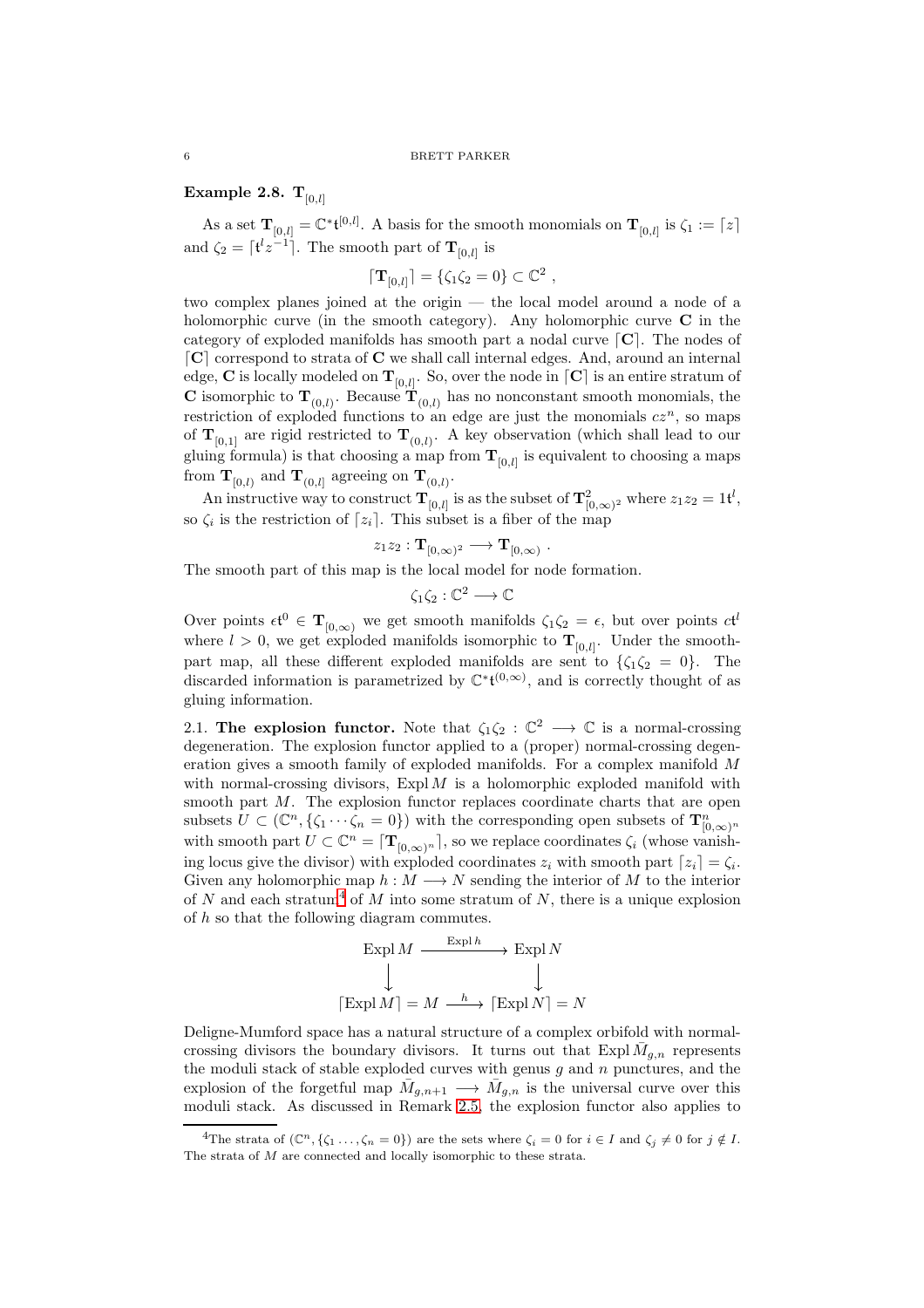**Example 2.8.** $\mathbf{T}_{[0,l]}$

As a set $\mathbf{T}_{[0,l]} = \mathbb{C}^*\mathfrak{t}^{[0,l]}$. A basis for the smooth monomials on $\mathbf{T}_{[0,l]}$ is $\zeta_1 := \lceil z \rceil$ and $\zeta_2 = \lceil \mathfrak{t}^l z^{-1} \rceil$. The smooth part of $\mathbf{T}_{[0,l]}$ is

$$\lceil \mathbf{T}_{[0,l]} \rceil = \{\zeta_1 \zeta_2 = 0\} \subset \mathbb{C}^2 \ ,$$

two complex planes joined at the origin — the local model around a node of a holomorphic curve (in the smooth category). Any holomorphic curve $\mathbf{C}$ in the category of exploded manifolds has smooth part a nodal curve $\lceil \mathbf{C} \rceil$. The nodes of $\lceil \mathbf{C} \rceil$ correspond to strata of $\mathbf{C}$ we shall call internal edges. And, around an internal edge, $\mathbf{C}$ is locally modeled on $\mathbf{T}_{[0,l]}$. So, over the node in $\lceil \mathbf{C} \rceil$ is an entire stratum of $\mathbf{C}$ isomorphic to $\mathbf{T}_{(0,l)}$. Because $\mathbf{T}_{(0,l)}$ has no nonconstant smooth monomials, the restriction of exploded functions to an edge are just the monomials $cz^n$, so maps of $\mathbf{T}_{[0,1]}$ are rigid restricted to $\mathbf{T}_{(0,l)}$. A key observation (which shall lead to our gluing formula) is that choosing a map from $\mathbf{T}_{[0,l]}$ is equivalent to choosing a maps from $\mathbf{T}_{[0,l)}$ and $\mathbf{T}_{(0,l]}$ agreeing on $\mathbf{T}_{(0,l)}$.

An instructive way to construct $\mathbf{T}_{[0,l]}$ is as the subset of $\mathbf{T}^2_{[0,\infty)^2}$ where $z_1 z_2 = 1\mathfrak{t}^l$, so $\zeta_i$ is the restriction of $\lceil z_i \rceil$. This subset is a fiber of the map

$$z_1 z_2 : \mathbf{T}_{[0,\infty)^2} \longrightarrow \mathbf{T}_{[0,\infty)} \ .$$

The smooth part of this map is the local model for node formation.

$$\zeta_1 \zeta_2 : \mathbb{C}^2 \longrightarrow \mathbb{C}$$

Over points $\epsilon \mathfrak{t}^0 \in \mathbf{T}_{[0,\infty)}$ we get smooth manifolds $\zeta_1 \zeta_2 = \epsilon$, but over points $c\mathfrak{t}^l$ where $l > 0$, we get exploded manifolds isomorphic to $\mathbf{T}_{[0,l]}$. Under the smooth-part map, all these different exploded manifolds are sent to $\{\zeta_1 \zeta_2 = 0\}$. The discarded information is parametrized by $\mathbb{C}^*\mathfrak{t}^{(0,\infty)}$, and is correctly thought of as gluing information.

## 2.1. The explosion functor.

Note that $\zeta_1 \zeta_2 : \mathbb{C}^2 \longrightarrow \mathbb{C}$ is a normal-crossing degeneration. The explosion functor applied to a (proper) normal-crossing degeneration gives a smooth family of exploded manifolds. For a complex manifold $M$ with normal-crossing divisors, $\operatorname{Expl} M$ is a holomorphic exploded manifold with smooth part $M$. The explosion functor replaces coordinate charts that are open subsets $U \subset (\mathbb{C}^n, \{\zeta_1 \cdots \zeta_n = 0\})$ with the corresponding open subsets of $\mathbf{T}^n_{[0,\infty)^n}$ with smooth part $U \subset \mathbb{C}^n = \lceil \mathbf{T}_{[0,\infty)^n} \rceil$, so we replace coordinates $\zeta_i$ (whose vanishing locus give the divisor) with exploded coordinates $z_i$ with smooth part $\lceil z_i \rceil = \zeta_i$. Given any holomorphic map $h : M \longrightarrow N$ sending the interior of $M$ to the interior of $N$ and each stratum[4] of $M$ into some stratum of $N$, there is a unique explosion of $h$ so that the following diagram commutes.

$$\begin{array}{ccc}
\operatorname{Expl} M & \xrightarrow{\operatorname{Expl} h} & \operatorname{Expl} N \\
\downarrow & & \downarrow \\
\lceil \operatorname{Expl} M \rceil = M & \xrightarrow{h} & \lceil \operatorname{Expl} N \rceil = N
\end{array}$$

Deligne-Mumford space has a natural structure of a complex orbifold with normal-crossing divisors the boundary divisors. It turns out that $\operatorname{Expl} \bar{M}_{g,n}$ represents the moduli stack of stable exploded curves with genus $g$ and $n$ punctures, and the explosion of the forgetful map $\bar{M}_{g,n+1} \longrightarrow \bar{M}_{g,n}$ is the universal curve over this moduli stack. As discussed in Remark 2.5, the explosion functor also applies to

---

[4]The strata of $(\mathbb{C}^n, \{\zeta_1 \ldots, \zeta_n = 0\})$ are the sets where $\zeta_i = 0$ for $i \in I$ and $\zeta_j \neq 0$ for $j \notin I$. The strata of $M$ are connected and locally isomorphic to these strata.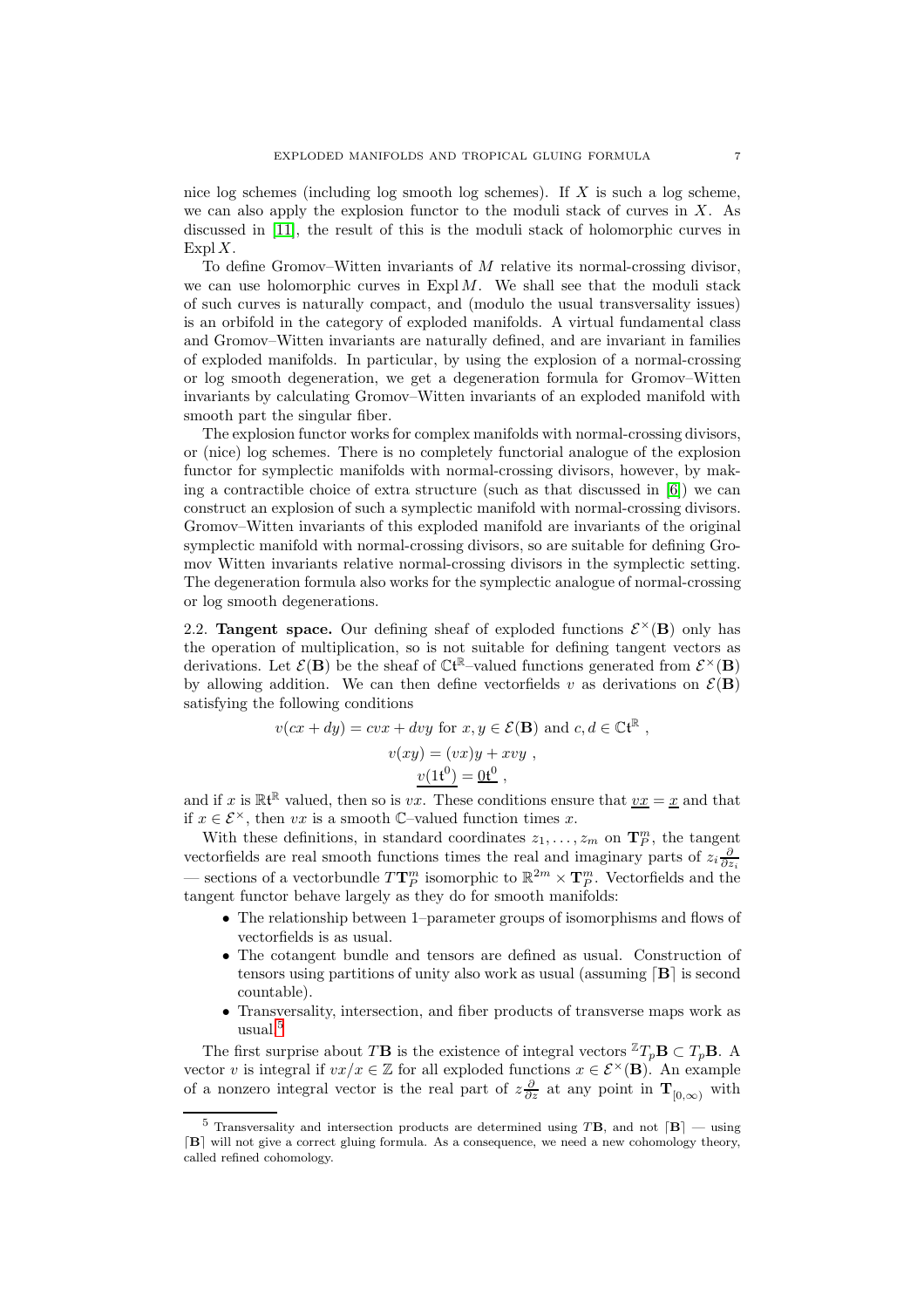nice log schemes (including log smooth log schemes). If $X$ is such a log scheme, we can also apply the explosion functor to the moduli stack of curves in $X$. As discussed in [11], the result of this is the moduli stack of holomorphic curves in $\operatorname{Expl} X$.

To define Gromov–Witten invariants of $M$ relative its normal-crossing divisor, we can use holomorphic curves in $\operatorname{Expl} M$. We shall see that the moduli stack of such curves is naturally compact, and (modulo the usual transversality issues) is an orbifold in the category of exploded manifolds. A virtual fundamental class and Gromov–Witten invariants are naturally defined, and are invariant in families of exploded manifolds. In particular, by using the explosion of a normal-crossing or log smooth degeneration, we get a degeneration formula for Gromov–Witten invariants by calculating Gromov–Witten invariants of an exploded manifold with smooth part the singular fiber.

The explosion functor works for complex manifolds with normal-crossing divisors, or (nice) log schemes. There is no completely functorial analogue of the explosion functor for symplectic manifolds with normal-crossing divisors, however, by making a contractible choice of extra structure (such as that discussed in [6]) we can construct an explosion of such a symplectic manifold with normal-crossing divisors. Gromov–Witten invariants of this exploded manifold are invariants of the original symplectic manifold with normal-crossing divisors, so are suitable for defining Gromov Witten invariants relative normal-crossing divisors in the symplectic setting. The degeneration formula also works for the symplectic analogue of normal-crossing or log smooth degenerations.

**2.2. Tangent space.** Our defining sheaf of exploded functions $\mathcal{E}^\times(\mathbf{B})$ only has the operation of multiplication, so is not suitable for defining tangent vectors as derivations. Let $\mathcal{E}(\mathbf{B})$ be the sheaf of $\mathbb{C}\mathfrak{t}^{\mathbb{R}}$–valued functions generated from $\mathcal{E}^\times(\mathbf{B})$ by allowing addition. We can then define vectorfields $v$ as derivations on $\mathcal{E}(\mathbf{B})$ satisfying the following conditions

$$v(cx + dy) = cvx + dvy \text{ for } x, y \in \mathcal{E}(\mathbf{B}) \text{ and } c, d \in \mathbb{C}\mathfrak{t}^{\mathbb{R}} ,$$

$$v(xy) = (vx)y + xvy ,$$

$$\underline{v(1\mathfrak{t}^0)} = \underline{0\mathfrak{t}^0} ,$$

and if $x$ is $\mathbb{R}\mathfrak{t}^{\mathbb{R}}$ valued, then so is $vx$. These conditions ensure that $\underline{vx} = \underline{x}$ and that if $x \in \mathcal{E}^\times$, then $vx$ is a smooth $\mathbb{C}$–valued function times $x$.

With these definitions, in standard coordinates $z_1, \dots, z_m$ on $\mathbf{T}^m_P$, the tangent vectorfields are real smooth functions times the real and imaginary parts of $z_i \frac{\partial}{\partial z_i}$ — sections of a vectorbundle $T\mathbf{T}^m_P$ isomorphic to $\mathbb{R}^{2m} \times \mathbf{T}^m_P$. Vectorfields and the tangent functor behave largely as they do for smooth manifolds:

- The relationship between 1–parameter groups of isomorphisms and flows of vectorfields is as usual.
- The cotangent bundle and tensors are defined as usual. Construction of tensors using partitions of unity also work as usual (assuming $\lceil \mathbf{B} \rceil$ is second countable).
- Transversality, intersection, and fiber products of transverse maps work as usual.[5]

The first surprise about $T\mathbf{B}$ is the existence of integral vectors ${}^{\mathbb{Z}}T_p\mathbf{B} \subset T_p\mathbf{B}$. A vector $v$ is integral if $vx/x \in \mathbb{Z}$ for all exploded functions $x \in \mathcal{E}^\times(\mathbf{B})$. An example of a nonzero integral vector is the real part of $z\frac{\partial}{\partial z}$ at any point in $\mathbf{T}_{[0,\infty)}$ with

[5] Transversality and intersection products are determined using $T\mathbf{B}$, and not $\lceil \mathbf{B} \rceil$ — using $\lceil \mathbf{B} \rceil$ will not give a correct gluing formula. As a consequence, we need a new cohomology theory, called refined cohomology.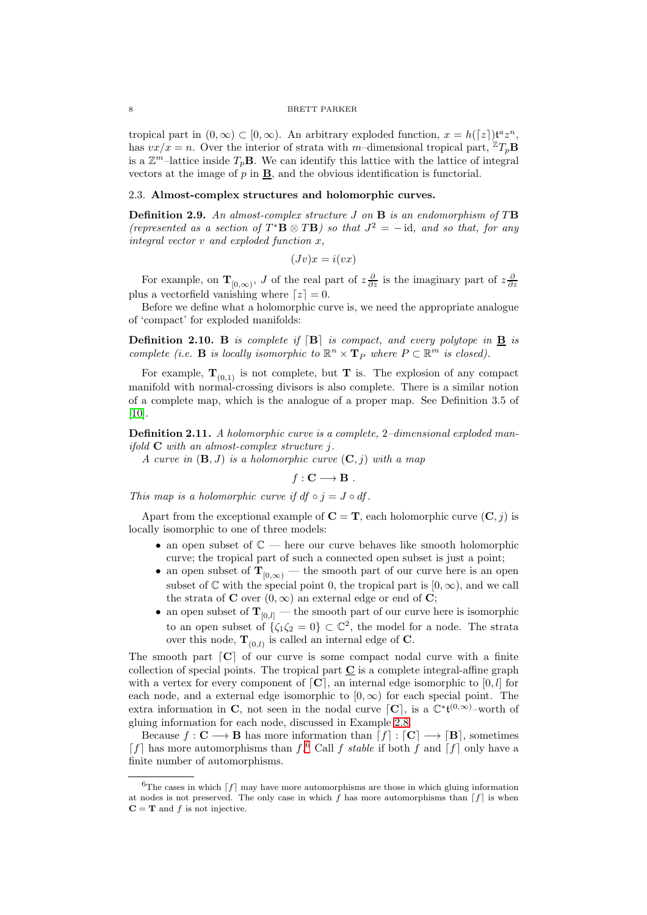tropical part in $(0,\infty) \subset [0,\infty)$. An arbitrary exploded function, $x = h(\lceil z \rceil)\mathfrak{t}^a z^n$, has $vx/x = n$. Over the interior of strata with $m$–dimensional tropical part, ${}^{\mathbb{Z}}T_p\mathbf{B}$ is a $\mathbb{Z}^m$–lattice inside $T_p\mathbf{B}$. We can identify this lattice with the lattice of integral vectors at the image of $p$ in $\underline{\mathbf{B}}$, and the obvious identification is functorial.

### 2.3. Almost-complex structures and holomorphic curves.

**Definition 2.9.** *An almost-complex structure $J$ on $\mathbf{B}$ is an endomorphism of $T\mathbf{B}$ (represented as a section of $T^*\mathbf{B} \otimes T\mathbf{B}$) so that $J^2 = -\operatorname{id}$, and so that, for any integral vector $v$ and exploded function $x$,*

$$(Jv)x = i(vx)$$

For example, on $\mathbf{T}_{[0,\infty)}$, $J$ of the real part of $z\frac{\partial}{\partial z}$ is the imaginary part of $z\frac{\partial}{\partial z}$ plus a vectorfield vanishing where $\lceil z \rceil = 0$.

Before we define what a holomorphic curve is, we need the appropriate analogue of 'compact' for exploded manifolds:

**Definition 2.10.** *$\mathbf{B}$ is complete if $\lceil \mathbf{B} \rceil$ is compact, and every polytope in $\underline{\mathbf{B}}$ is complete (i.e. $\mathbf{B}$ is locally isomorphic to $\mathbb{R}^n \times \mathbf{T}_P$ where $P \subset \mathbb{R}^m$ is closed).*

For example, $\mathbf{T}_{(0,1)}$ is not complete, but $\mathbf{T}$ is. The explosion of any compact manifold with normal-crossing divisors is also complete. There is a similar notion of a complete map, which is the analogue of a proper map. See Definition 3.5 of [10].

**Definition 2.11.** *A holomorphic curve is a complete, 2–dimensional exploded manifold $\mathbf{C}$ with an almost-complex structure $j$.*

*A curve in $(\mathbf{B}, J)$ is a holomorphic curve $(\mathbf{C}, j)$ with a map*

$$f : \mathbf{C} \longrightarrow \mathbf{B} \ .$$

*This map is a holomorphic curve if $df \circ j = J \circ df$.*

Apart from the exceptional example of $\mathbf{C} = \mathbf{T}$, each holomorphic curve $(\mathbf{C}, j)$ is locally isomorphic to one of three models:

- an open subset of $\mathbb{C}$ — here our curve behaves like smooth holomorphic curve; the tropical part of such a connected open subset is just a point;
- an open subset of $\mathbf{T}_{[0,\infty)}$ — the smooth part of our curve here is an open subset of $\mathbb{C}$ with the special point 0, the tropical part is $[0,\infty)$, and we call the strata of $\mathbf{C}$ over $(0,\infty)$ an external edge or end of $\mathbf{C}$;
- an open subset of $\mathbf{T}_{[0,l]}$ — the smooth part of our curve here is isomorphic to an open subset of $\{\zeta_1\zeta_2 = 0\} \subset \mathbb{C}^2$, the model for a node. The strata over this node, $\mathbf{T}_{(0,l)}$ is called an internal edge of $\mathbf{C}$.

The smooth part $\lceil \mathbf{C} \rceil$ of our curve is some compact nodal curve with a finite collection of special points. The tropical part $\underline{\mathbf{C}}$ is a complete integral-affine graph with a vertex for every component of $\lceil \mathbf{C} \rceil$, an internal edge isomorphic to $[0,l]$ for each node, and a external edge isomorphic to $[0,\infty)$ for each special point. The extra information in $\mathbf{C}$, not seen in the nodal curve $\lceil \mathbf{C} \rceil$, is a $\mathbb{C}^*\mathfrak{t}^{(0,\infty)}$–worth of gluing information for each node, discussed in Example 2.8.

Because $f : \mathbf{C} \longrightarrow \mathbf{B}$ has more information than $\lceil f \rceil : \lceil \mathbf{C} \rceil \longrightarrow \lceil \mathbf{B} \rceil$, sometimes $\lceil f \rceil$ has more automorphisms than $f$.[6] Call $f$ *stable* if both $f$ and $\lceil f \rceil$ only have a finite number of automorphisms.

[6] The cases in which $\lceil f \rceil$ may have more automorphisms are those in which gluing information at nodes is not preserved. The only case in which $f$ has more automorphisms than $\lceil f \rceil$ is when $\mathbf{C} = \mathbf{T}$ and $f$ is not injective.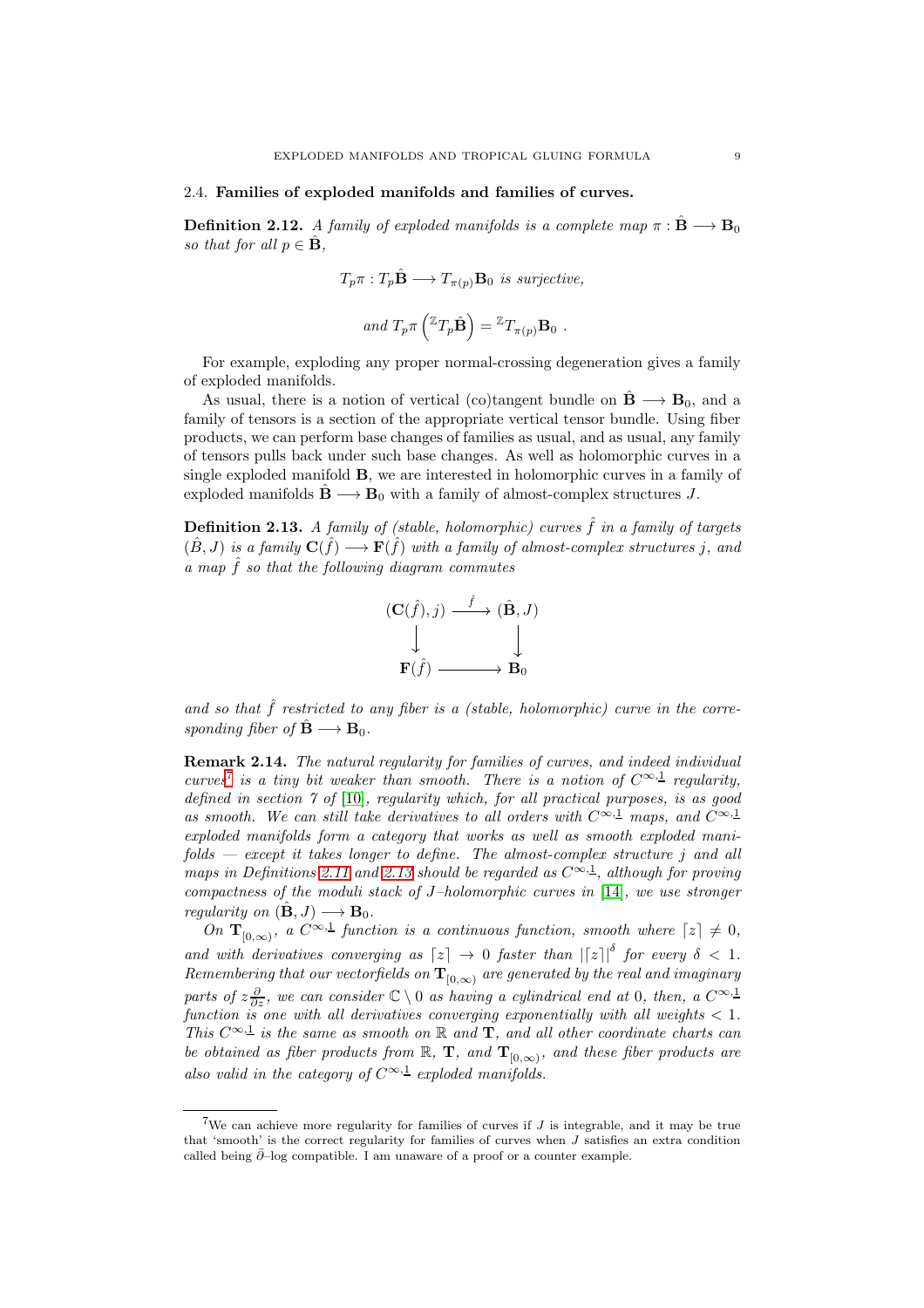### 2.4. **Families of exploded manifolds and families of curves.**

**Definition 2.12.** *A family of exploded manifolds is a complete map $\pi : \hat{\mathbf{B}} \longrightarrow \mathbf{B}_0$ so that for all $p \in \hat{\mathbf{B}}$,*

$$T_p\pi : T_p\hat{\mathbf{B}} \longrightarrow T_{\pi(p)}\mathbf{B}_0 \text{ is surjective,}$$

$$\text{and } T_p\pi\left({}^{\mathbb{Z}}T_p\hat{\mathbf{B}}\right) = {}^{\mathbb{Z}}T_{\pi(p)}\mathbf{B}_0 \ .$$

For example, exploding any proper normal-crossing degeneration gives a family of exploded manifolds.

As usual, there is a notion of vertical (co)tangent bundle on $\hat{\mathbf{B}} \longrightarrow \mathbf{B}_0$, and a family of tensors is a section of the appropriate vertical tensor bundle. Using fiber products, we can perform base changes of families as usual, and as usual, any family of tensors pulls back under such base changes. As well as holomorphic curves in a single exploded manifold $\mathbf{B}$, we are interested in holomorphic curves in a family of exploded manifolds $\hat{\mathbf{B}} \longrightarrow \mathbf{B}_0$ with a family of almost-complex structures $J$.

**Definition 2.13.** *A family of (stable, holomorphic) curves $\hat{f}$ in a family of targets $(\hat{B}, J)$ is a family $\mathbf{C}(\hat{f}) \longrightarrow \mathbf{F}(\hat{f})$ with a family of almost-complex structures $j$, and a map $\hat{f}$ so that the following diagram commutes*

$$\begin{array}{ccc} (\mathbf{C}(\hat{f}), j) & \xrightarrow{\hat{f}} & (\hat{\mathbf{B}}, J) \\ \downarrow & & \downarrow \\ \mathbf{F}(\hat{f}) & \longrightarrow & \mathbf{B}_0 \end{array}$$

*and so that $\hat{f}$ restricted to any fiber is a (stable, holomorphic) curve in the corresponding fiber of $\hat{\mathbf{B}} \longrightarrow \mathbf{B}_0$.*

**Remark 2.14.** *The natural regularity for families of curves, and indeed individual curves*[7] *is a tiny bit weaker than smooth. There is a notion of $C^{\infty,\underline{1}}$ regularity, defined in section 7 of [10], regularity which, for all practical purposes, is as good as smooth. We can still take derivatives to all orders with $C^{\infty,\underline{1}}$ maps, and $C^{\infty,\underline{1}}$ exploded manifolds form a category that works as well as smooth exploded manifolds — except it takes longer to define. The almost-complex structure $j$ and all maps in Definitions 2.11 and 2.13 should be regarded as $C^{\infty,\underline{1}}$, although for proving compactness of the moduli stack of $J$–holomorphic curves in [14], we use stronger regularity on $(\hat{\mathbf{B}}, J) \longrightarrow \mathbf{B}_0$.*

*On $\mathbf{T}_{[0,\infty)}$, a $C^{\infty,\underline{1}}$ function is a continuous function, smooth where $\lceil z \rceil \neq 0$, and with derivatives converging as $\lceil z \rceil \to 0$ faster than $|\lceil z \rceil|^{\delta}$ for every $\delta < 1$. Remembering that our vectorfields on $\mathbf{T}_{[0,\infty)}$ are generated by the real and imaginary parts of $z\frac{\partial}{\partial z}$, we can consider $\mathbb{C} \setminus 0$ as having a cylindrical end at $0$, then, a $C^{\infty,\underline{1}}$ function is one with all derivatives converging exponentially with all weights $< 1$. This $C^{\infty,\underline{1}}$ is the same as smooth on $\mathbb{R}$ and $\mathbf{T}$, and all other coordinate charts can be obtained as fiber products from $\mathbb{R}$, $\mathbf{T}$, and $\mathbf{T}_{[0,\infty)}$, and these fiber products are also valid in the category of $C^{\infty,\underline{1}}$ exploded manifolds.*

---

[7] We can achieve more regularity for families of curves if $J$ is integrable, and it may be true that 'smooth' is the correct regularity for families of curves when $J$ satisfies an extra condition called being $\bar{\partial}$–log compatible. I am unaware of a proof or a counter example.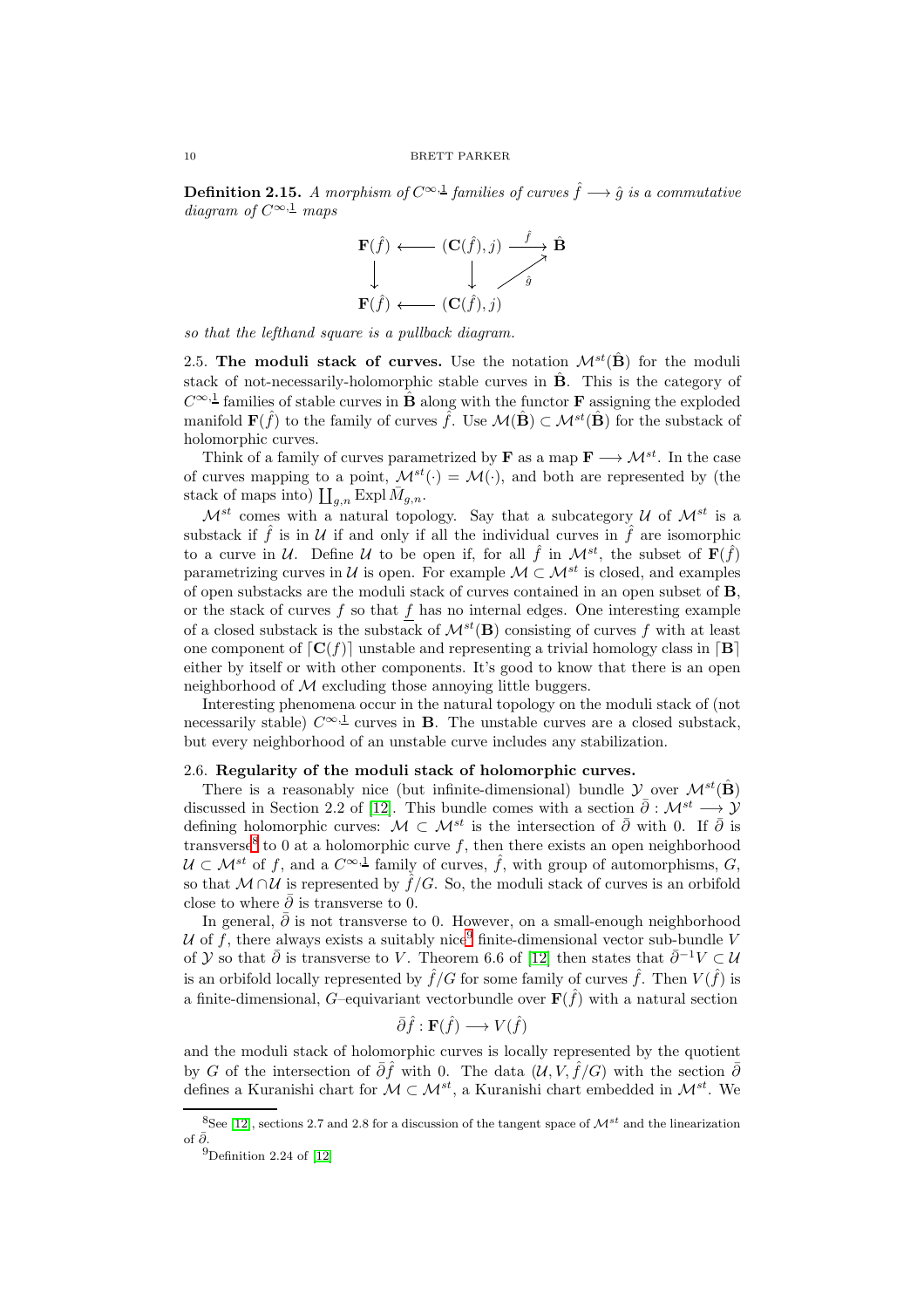**Definition 2.15.** *A morphism of $C^{\infty,\underline{1}}$ families of curves $\hat{f} \longrightarrow \hat{g}$ is a commutative diagram of $C^{\infty,\underline{1}}$ maps*

$$\begin{array}{ccccc}
\mathbf{F}(\hat{f}) & \longleftarrow & (\mathbf{C}(\hat{f}), j) & \xrightarrow{\hat{f}} & \hat{\mathbf{B}} \\
\downarrow & & \downarrow & \nearrow_{\hat{g}} & \\
\mathbf{F}(\hat{f}) & \longleftarrow & (\mathbf{C}(\hat{f}), j) & &
\end{array}$$

*so that the lefthand square is a pullback diagram.*

2.5. **The moduli stack of curves.** Use the notation $\mathcal{M}^{st}(\hat{\mathbf{B}})$ for the moduli stack of not-necessarily-holomorphic stable curves in $\hat{\mathbf{B}}$. This is the category of $C^{\infty,\underline{1}}$ families of stable curves in $\hat{\mathbf{B}}$ along with the functor $\mathbf{F}$ assigning the exploded manifold $\mathbf{F}(\hat{f})$ to the family of curves $\hat{f}$. Use $\mathcal{M}(\hat{\mathbf{B}}) \subset \mathcal{M}^{st}(\hat{\mathbf{B}})$ for the substack of holomorphic curves.

Think of a family of curves parametrized by $\mathbf{F}$ as a map $\mathbf{F} \longrightarrow \mathcal{M}^{st}$. In the case of curves mapping to a point, $\mathcal{M}^{st}(\cdot) = \mathcal{M}(\cdot)$, and both are represented by (the stack of maps into) $\coprod_{g,n} \operatorname{Expl} \bar{M}_{g,n}$.

$\mathcal{M}^{st}$ comes with a natural topology. Say that a subcategory $\mathcal{U}$ of $\mathcal{M}^{st}$ is a substack if $\hat{f}$ is in $\mathcal{U}$ if and only if all the individual curves in $\hat{f}$ are isomorphic to a curve in $\mathcal{U}$. Define $\mathcal{U}$ to be open if, for all $\hat{f}$ in $\mathcal{M}^{st}$, the subset of $\mathbf{F}(\hat{f})$ parametrizing curves in $\mathcal{U}$ is open. For example $\mathcal{M} \subset \mathcal{M}^{st}$ is closed, and examples of open substacks are the moduli stack of curves contained in an open subset of $\mathbf{B}$, or the stack of curves $f$ so that $\underline{f}$ has no internal edges. One interesting example of a closed substack is the substack of $\mathcal{M}^{st}(\mathbf{B})$ consisting of curves $f$ with at least one component of $\lceil \mathbf{C}(f) \rceil$ unstable and representing a trivial homology class in $\lceil \mathbf{B} \rceil$ either by itself or with other components. It's good to know that there is an open neighborhood of $\mathcal{M}$ excluding those annoying little buggers.

Interesting phenomena occur in the natural topology on the moduli stack of (not necessarily stable) $C^{\infty,\underline{1}}$ curves in $\mathbf{B}$. The unstable curves are a closed substack, but every neighborhood of an unstable curve includes any stabilization.

2.6. **Regularity of the moduli stack of holomorphic curves.**

There is a reasonably nice (but infinite-dimensional) bundle $\mathcal{Y}$ over $\mathcal{M}^{st}(\hat{\mathbf{B}})$ discussed in Section 2.2 of [12]. This bundle comes with a section $\bar{\partial} : \mathcal{M}^{st} \longrightarrow \mathcal{Y}$ defining holomorphic curves: $\mathcal{M} \subset \mathcal{M}^{st}$ is the intersection of $\bar{\partial}$ with 0. If $\bar{\partial}$ is transverse[8] to 0 at a holomorphic curve $f$, then there exists an open neighborhood $\mathcal{U} \subset \mathcal{M}^{st}$ of $f$, and a $C^{\infty,\underline{1}}$ family of curves, $\hat{f}$, with group of automorphisms, $G$, so that $\mathcal{M} \cap \mathcal{U}$ is represented by $\hat{f}/G$. So, the moduli stack of curves is an orbifold close to where $\bar{\partial}$ is transverse to 0.

In general, $\bar{\partial}$ is not transverse to 0. However, on a small-enough neighborhood $\mathcal{U}$ of $f$, there always exists a suitably nice[9] finite-dimensional vector sub-bundle $V$ of $\mathcal{Y}$ so that $\bar{\partial}$ is transverse to $V$. Theorem 6.6 of [12] then states that $\bar{\partial}^{-1}V \subset \mathcal{U}$ is an orbifold locally represented by $\hat{f}/G$ for some family of curves $\hat{f}$. Then $V(\hat{f})$ is a finite-dimensional, $G$–equivariant vectorbundle over $\mathbf{F}(\hat{f})$ with a natural section

$$\bar{\partial}\hat{f} : \mathbf{F}(\hat{f}) \longrightarrow V(\hat{f})$$

and the moduli stack of holomorphic curves is locally represented by the quotient by $G$ of the intersection of $\bar{\partial}\hat{f}$ with 0. The data $(\mathcal{U}, V, \hat{f}/G)$ with the section $\bar{\partial}$ defines a Kuranishi chart for $\mathcal{M} \subset \mathcal{M}^{st}$, a Kuranishi chart embedded in $\mathcal{M}^{st}$. We

[8] See [12], sections 2.7 and 2.8 for a discussion of the tangent space of $\mathcal{M}^{st}$ and the linearization of $\bar{\partial}$.

[9] Definition 2.24 of [12]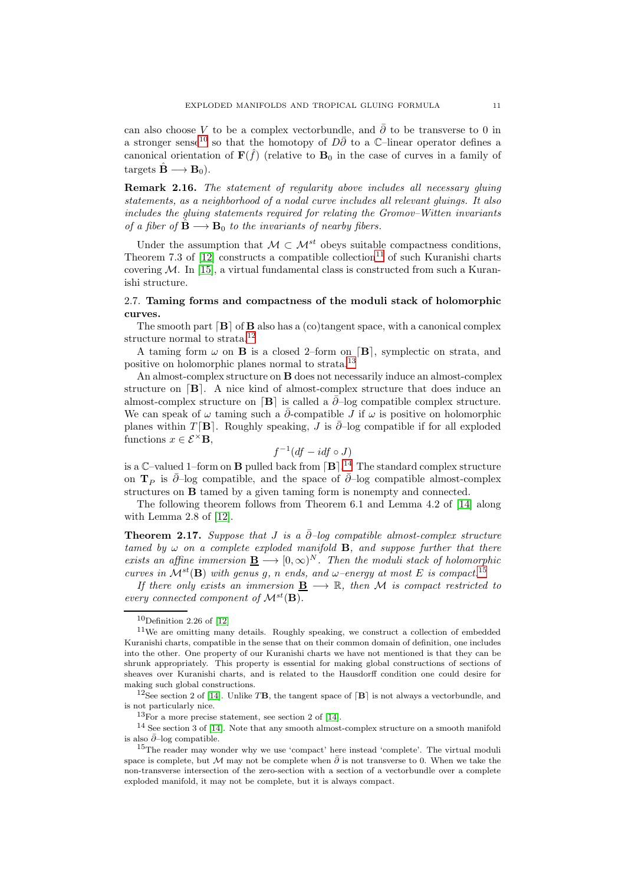can also choose $V$ to be a complex vectorbundle, and $\bar\partial$ to be transverse to 0 in a stronger sense[10] so that the homotopy of $D\bar\partial$ to a $\mathbb{C}$–linear operator defines a canonical orientation of $\mathbf{F}(\hat f)$ (relative to $\mathbf{B}_0$ in the case of curves in a family of targets $\hat{\mathbf{B}} \longrightarrow \mathbf{B}_0$).

**Remark 2.16.** *The statement of regularity above includes all necessary gluing statements, as a neighborhood of a nodal curve includes all relevant gluings. It also includes the gluing statements required for relating the Gromov–Witten invariants of a fiber of $\hat{\mathbf{B}} \longrightarrow \mathbf{B}_0$ to the invariants of nearby fibers.*

Under the assumption that $\mathcal{M} \subset \mathcal{M}^{st}$ obeys suitable compactness conditions, Theorem 7.3 of [12] constructs a compatible collection[11] of such Kuranishi charts covering $\mathcal{M}$. In [15], a virtual fundamental class is constructed from such a Kuranishi structure.

### 2.7. Taming forms and compactness of the moduli stack of holomorphic curves.

The smooth part $\lceil \mathbf{B} \rceil$ of $\mathbf{B}$ also has a (co)tangent space, with a canonical complex structure normal to strata.[12]

A taming form $\omega$ on $\mathbf{B}$ is a closed 2–form on $\lceil \mathbf{B} \rceil$, symplectic on strata, and positive on holomorphic planes normal to strata.[13]

An almost-complex structure on $\mathbf{B}$ does not necessarily induce an almost-complex structure on $\lceil \mathbf{B} \rceil$. A nice kind of almost-complex structure that does induce an almost-complex structure on $\lceil \mathbf{B} \rceil$ is called a $\bar\partial$–log compatible complex structure. We can speak of $\omega$ taming such a $\bar\partial$-compatible $J$ if $\omega$ is positive on holomorphic planes within $T\lceil \mathbf{B} \rceil$. Roughly speaking, $J$ is $\bar\partial$–log compatible if for all exploded functions $x \in \mathcal{E}^\times \mathbf{B}$,

$$f^{-1}(df - i df \circ J)$$

is a $\mathbb{C}$–valued 1–form on $\mathbf{B}$ pulled back from $\lceil \mathbf{B} \rceil$.[14] The standard complex structure on $\mathbf{T}_P$ is $\bar\partial$–log compatible, and the space of $\bar\partial$–log compatible almost-complex structures on $\mathbf{B}$ tamed by a given taming form is nonempty and connected.

The following theorem follows from Theorem 6.1 and Lemma 4.2 of [14] along with Lemma 2.8 of [12].

**Theorem 2.17.** *Suppose that $J$ is a $\bar\partial$–log compatible almost-complex structure tamed by $\omega$ on a complete exploded manifold $\mathbf{B}$, and suppose further that there exists an affine immersion $\underline{\mathbf{B}} \longrightarrow [0,\infty)^N$. Then the moduli stack of holomorphic curves in $\mathcal{M}^{st}(\mathbf{B})$ with genus $g$, $n$ ends, and $\omega$–energy at most $E$ is compact.*[15]

*If there only exists an immersion $\underline{\mathbf{B}} \longrightarrow \mathbb{R}$, then $\mathcal{M}$ is compact restricted to every connected component of $\mathcal{M}^{st}(\mathbf{B})$.*

---

[10] Definition 2.26 of [12]

[11] We are omitting many details. Roughly speaking, we construct a collection of embedded Kuranishi charts, compatible in the sense that on their common domain of definition, one includes into the other. One property of our Kuranishi charts we have not mentioned is that they can be shrunk appropriately. This property is essential for making global constructions of sections of sheaves over Kuranishi charts, and is related to the Hausdorff condition one could desire for making such global constructions.

[12] See section 2 of [14]. Unlike $T\mathbf{B}$, the tangent space of $\lceil \mathbf{B} \rceil$ is not always a vectorbundle, and is not particularly nice.

[13] For a more precise statement, see section 2 of [14].

[14] See section 3 of [14]. Note that any smooth almost-complex structure on a smooth manifold is also $\bar\partial$–log compatible.

[15] The reader may wonder why we use 'compact' here instead 'complete'. The virtual moduli space is complete, but $\mathcal{M}$ may not be complete when $\bar\partial$ is not transverse to 0. When we take the non-transverse intersection of the zero-section with a section of a vectorbundle over a complete exploded manifold, it may not be complete, but it is always compact.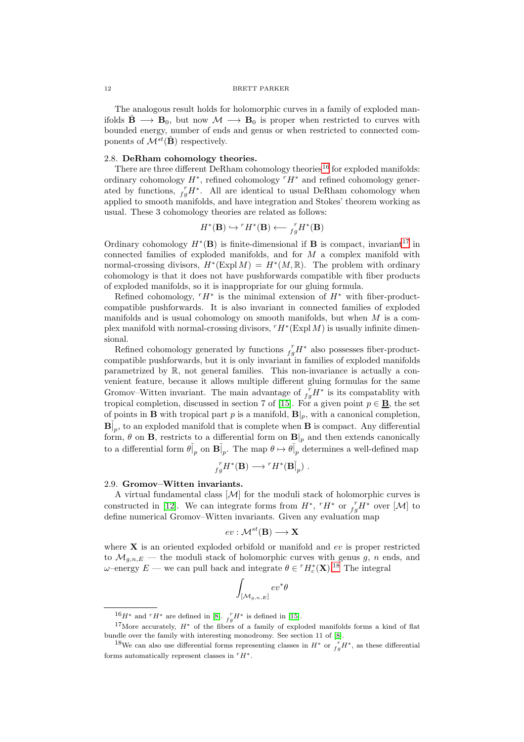The analogous result holds for holomorphic curves in a family of exploded manifolds $\hat{\mathbf{B}} \longrightarrow \mathbf{B}_0$, but now $\mathcal{M} \longrightarrow \mathbf{B}_0$ is proper when restricted to curves with bounded energy, number of ends and genus or when restricted to connected components of $\mathcal{M}^{st}(\hat{\mathbf{B}})$ respectively.

### 2.8. DeRham cohomology theories.

There are three different DeRham cohomology theories[16] for exploded manifolds: ordinary cohomology $H^*$, refined cohomology ${}^rH^*$ and refined cohomology generated by functions, ${}^r_{fg}H^*$. All are identical to usual DeRham cohomology when applied to smooth manifolds, and have integration and Stokes' theorem working as usual. These 3 cohomology theories are related as follows:

$$H^*(\mathbf{B}) \hookrightarrow {}^rH^*(\mathbf{B}) \longleftarrow {}^r_{fg}H^*(\mathbf{B})$$

Ordinary cohomology $H^*(\mathbf{B})$ is finite-dimensional if $\mathbf{B}$ is compact, invariant[17] in connected families of exploded manifolds, and for $M$ a complex manifold with normal-crossing divisors, $H^*(\operatorname{Expl} M) = H^*(M, \mathbb{R})$. The problem with ordinary cohomology is that it does not have pushforwards compatible with fiber products of exploded manifolds, so it is inappropriate for our gluing formula.

Refined cohomology, ${}^rH^*$ is the minimal extension of $H^*$ with fiber-product-compatible pushforwards. It is also invariant in connected families of exploded manifolds and is usual cohomology on smooth manifolds, but when $M$ is a complex manifold with normal-crossing divisors, ${}^rH^*(\operatorname{Expl} M)$ is usually infinite dimensional.

Refined cohomology generated by functions ${}^r_{fg}H^*$ also possesses fiber-product-compatible pushforwards, but it is only invariant in families of exploded manifolds parametrized by $\mathbb{R}$, not general families. This non-invariance is actually a convenient feature, because it allows multiple different gluing formulas for the same Gromov–Witten invariant. The main advantage of ${}^r_{fg}H^*$ is its compatablity with tropical completion, discussed in section 7 of [15]. For a given point $p \in \underline{\mathbf{B}}$, the set of points in $\mathbf{B}$ with tropical part $p$ is a manifold, $\mathbf{B}|_p$, with a canonical completion, $\mathbf{B}\rceil_p$, to an exploded manifold that is complete when $\mathbf{B}$ is compact. Any differential form, $\theta$ on $\mathbf{B}$, restricts to a differential form on $\mathbf{B}|_p$ and then extends canonically to a differential form $\theta\rceil_p$ on $\mathbf{B}\rceil_p$. The map $\theta \mapsto \theta\rceil_p$ determines a well-defined map

$${}^r_{fg}H^*(\mathbf{B}) \longrightarrow {}^rH^*(\mathbf{B}\rceil_p) \ .$$

### 2.9. Gromov–Witten invariants.

A virtual fundamental class $[\mathcal{M}]$ for the moduli stack of holomorphic curves is constructed in [12]. We can integrate forms from $H^*$, ${}^rH^*$ or ${}^r_{fg}H^*$ over $[\mathcal{M}]$ to define numerical Gromov–Witten invariants. Given any evaluation map

$$ev : \mathcal{M}^{st}(\mathbf{B}) \longrightarrow \mathbf{X}$$

where $\mathbf{X}$ is an oriented exploded orbifold or manifold and $ev$ is proper restricted to $\mathcal{M}_{g,n,E}$ — the moduli stack of holomorphic curves with genus $g$, $n$ ends, and $\omega$–energy $E$ — we can pull back and integrate $\theta \in {}^rH^*_c(\mathbf{X})$.[18] The integral

$$\int_{[\mathcal{M}_{g,n,E}]} ev^*\theta$$

---

[16] $H^*$ and ${}^rH^*$ are defined in [8]. ${}^r_{fg}H^*$ is defined in [15].

[17] More accurately, $H^*$ of the fibers of a family of exploded manifolds forms a kind of flat bundle over the family with interesting monodromy. See section 11 of [8].

[18] We can also use differential forms representing classes in $H^*$ or ${}^r_{fg}H^*$, as these differential forms automatically represent classes in ${}^rH^*$.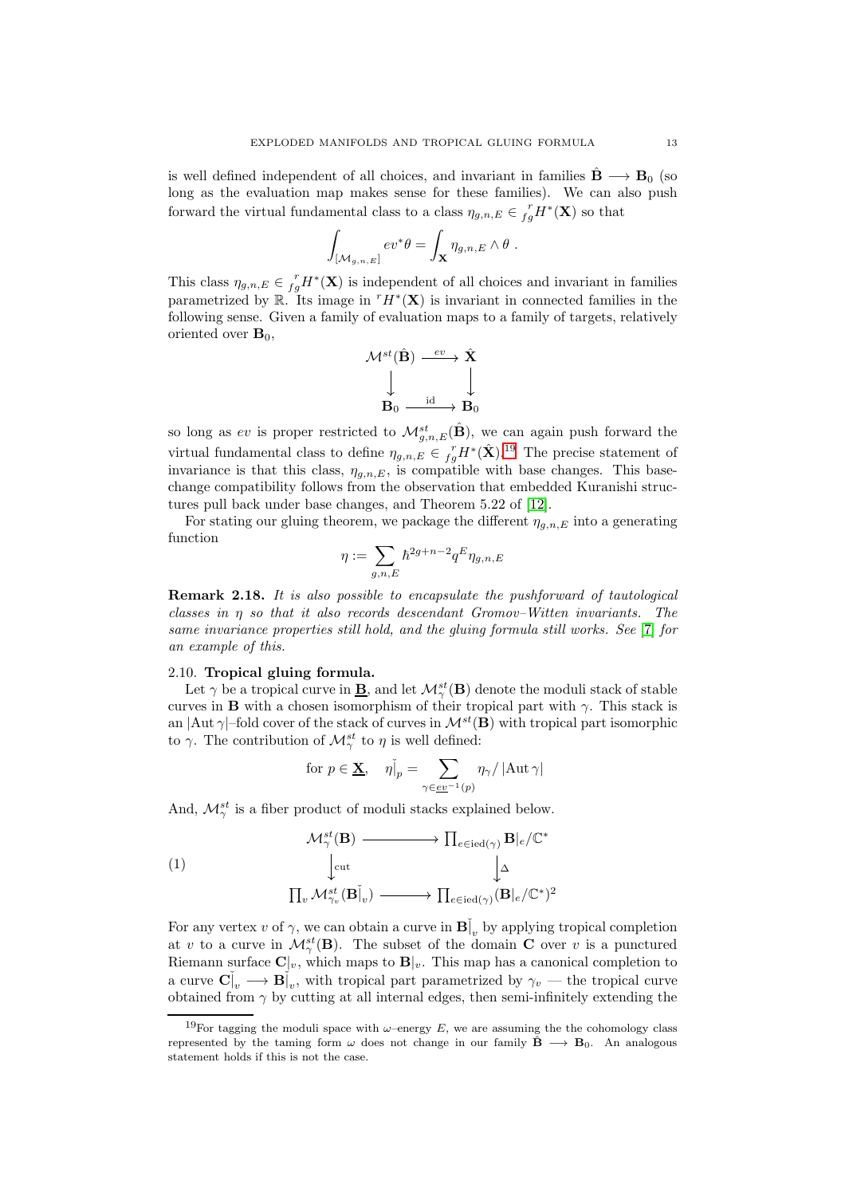is well defined independent of all choices, and invariant in families $\hat{\mathbf{B}} \longrightarrow \mathbf{B}_0$ (so long as the evaluation map makes sense for these families). We can also push forward the virtual fundamental class to a class $\eta_{g,n,E} \in {}^r_{fg}H^*(\mathbf{X})$ so that

$$\int_{[\mathcal{M}_{g,n,E}]} ev^*\theta = \int_{\mathbf{X}} \eta_{g,n,E} \wedge \theta \ .$$

This class $\eta_{g,n,E} \in {}^r_{fg}H^*(\mathbf{X})$ is independent of all choices and invariant in families parametrized by $\mathbb{R}$. Its image in ${}^rH^*(\mathbf{X})$ is invariant in connected families in the following sense. Given a family of evaluation maps to a family of targets, relatively oriented over $\mathbf{B}_0$,

$$\begin{array}{ccc} \mathcal{M}^{st}(\hat{\mathbf{B}}) & \xrightarrow{ev} & \hat{\mathbf{X}} \\ \downarrow & & \downarrow \\ \mathbf{B}_0 & \xrightarrow{\text{id}} & \mathbf{B}_0 \end{array}$$

so long as $ev$ is proper restricted to $\mathcal{M}^{st}_{g,n,E}(\hat{\mathbf{B}})$, we can again push forward the virtual fundamental class to define $\eta_{g,n,E} \in {}^r_{fg}H^*(\hat{\mathbf{X}})$.[19] The precise statement of invariance is that this class, $\eta_{g,n,E}$, is compatible with base changes. This base-change compatibility follows from the observation that embedded Kuranishi structures pull back under base changes, and Theorem 5.22 of [12].

For stating our gluing theorem, we package the different $\eta_{g,n,E}$ into a generating function

$$\eta := \sum_{g,n,E} \hbar^{2g+n-2} q^E \eta_{g,n,E}$$

**Remark 2.18.** *It is also possible to encapsulate the pushforward of tautological classes in $\eta$ so that it also records descendant Gromov–Witten invariants. The same invariance properties still hold, and the gluing formula still works. See [7] for an example of this.*

### 2.10. Tropical gluing formula.

Let $\gamma$ be a tropical curve in $\underline{\mathbf{B}}$, and let $\mathcal{M}^{st}_\gamma(\mathbf{B})$ denote the moduli stack of stable curves in $\mathbf{B}$ with a chosen isomorphism of their tropical part with $\gamma$. This stack is an $|\operatorname{Aut}\gamma|$–fold cover of the stack of curves in $\mathcal{M}^{st}(\mathbf{B})$ with tropical part isomorphic to $\gamma$. The contribution of $\mathcal{M}^{st}_\gamma$ to $\eta$ is well defined:

$$\text{for } p \in \underline{\mathbf{X}}, \quad \eta\rceil_p = \sum_{\gamma \in \underline{ev}^{-1}(p)} \eta_\gamma / |\operatorname{Aut}\gamma|$$

And, $\mathcal{M}^{st}_\gamma$ is a fiber product of moduli stacks explained below.

$$(1) \qquad \begin{array}{ccc} \mathcal{M}^{st}_\gamma(\mathbf{B}) & \longrightarrow & \prod_{e \in \text{ied}(\gamma)} \mathbf{B}|_e/\mathbb{C}^* \\ \downarrow \text{cut} & & \downarrow \Delta \\ \prod_v \mathcal{M}^{st}_{\gamma_v}(\mathbf{B}\rceil_v) & \longrightarrow & \prod_{e \in \text{ied}(\gamma)} (\mathbf{B}|_e/\mathbb{C}^*)^2 \end{array}$$

For any vertex $v$ of $\gamma$, we can obtain a curve in $\mathbf{B}\rceil_v$ by applying tropical completion at $v$ to a curve in $\mathcal{M}^{st}_\gamma(\mathbf{B})$. The subset of the domain $\mathbf{C}$ over $v$ is a punctured Riemann surface $\mathbf{C}|_v$, which maps to $\mathbf{B}|_v$. This map has a canonical completion to a curve $\mathbf{C}\rceil_v \longrightarrow \mathbf{B}\rceil_v$, with tropical part parametrized by $\gamma_v$ — the tropical curve obtained from $\gamma$ by cutting at all internal edges, then semi-infinitely extending the

[19] For tagging the moduli space with $\omega$–energy $E$, we are assuming the the cohomology class represented by the taming form $\omega$ does not change in our family $\hat{\mathbf{B}} \longrightarrow \mathbf{B}_0$. An analogous statement holds if this is not the case.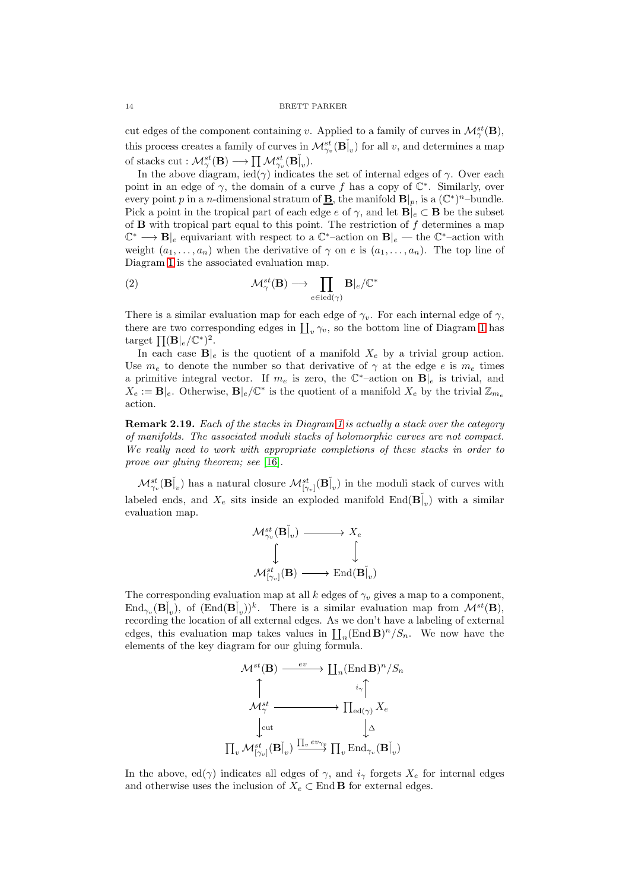cut edges of the component containing $v$. Applied to a family of curves in $\mathcal{M}^{st}_{\gamma}(\mathbf{B})$, this process creates a family of curves in $\mathcal{M}^{st}_{\gamma_v}(\mathbf{B}\rceil_v)$ for all $v$, and determines a map of stacks $\text{cut} : \mathcal{M}^{st}_{\gamma}(\mathbf{B}) \longrightarrow \prod \mathcal{M}^{st}_{\gamma_v}(\mathbf{B}\rceil_v)$.

In the above diagram, $\text{ied}(\gamma)$ indicates the set of internal edges of $\gamma$. Over each point in an edge of $\gamma$, the domain of a curve $f$ has a copy of $\mathbb{C}^*$. Similarly, over every point $p$ in a $n$-dimensional stratum of $\underline{\mathbf{B}}$, the manifold $\mathbf{B}|_p$, is a $(\mathbb{C}^*)^n$–bundle. Pick a point in the tropical part of each edge $e$ of $\gamma$, and let $\mathbf{B}|_e \subset \mathbf{B}$ be the subset of $\mathbf{B}$ with tropical part equal to this point. The restriction of $f$ determines a map $\mathbb{C}^* \longrightarrow \mathbf{B}|_e$ equivariant with respect to a $\mathbb{C}^*$–action on $\mathbf{B}|_e$ — the $\mathbb{C}^*$–action with weight $(a_1, \dots, a_n)$ when the derivative of $\gamma$ on $e$ is $(a_1, \dots, a_n)$. The top line of Diagram 1 is the associated evaluation map.

$$\mathcal{M}^{st}_{\gamma}(\mathbf{B}) \longrightarrow \prod_{e \in \text{ied}(\gamma)} \mathbf{B}|_e/\mathbb{C}^* \tag{2}$$

There is a similar evaluation map for each edge of $\gamma_v$. For each internal edge of $\gamma$, there are two corresponding edges in $\coprod_v \gamma_v$, so the bottom line of Diagram 1 has target $\prod (\mathbf{B}|_e/\mathbb{C}^*)^2$.

In each case $\mathbf{B}|_e$ is the quotient of a manifold $X_e$ by a trivial group action. Use $m_e$ to denote the number so that derivative of $\gamma$ at the edge $e$ is $m_e$ times a primitive integral vector. If $m_e$ is zero, the $\mathbb{C}^*$–action on $\mathbf{B}|_e$ is trivial, and $X_e := \mathbf{B}|_e$. Otherwise, $\mathbf{B}|_e/\mathbb{C}^*$ is the quotient of a manifold $X_e$ by the trivial $\mathbb{Z}_{m_e}$ action.

**Remark 2.19.** *Each of the stacks in Diagram 1 is actually a stack over the category of manifolds. The associated moduli stacks of holomorphic curves are not compact. We really need to work with appropriate completions of these stacks in order to prove our gluing theorem; see [16].*

$\mathcal{M}^{st}_{\gamma_v}(\mathbf{B}\rceil_v)$ has a natural closure $\mathcal{M}^{st}_{[\gamma_v]}(\mathbf{B}\rceil_v)$ in the moduli stack of curves with labeled ends, and $X_e$ sits inside an exploded manifold $\text{End}(\mathbf{B}\rceil_v)$ with a similar evaluation map.

$$\begin{array}{ccc}
\mathcal{M}^{st}_{\gamma_v}(\mathbf{B}\rceil_v) & \longrightarrow & X_e \\
\big\downarrow & & \big\downarrow \\
\mathcal{M}^{st}_{[\gamma_v]}(\mathbf{B}) & \longrightarrow & \text{End}(\mathbf{B}\rceil_v)
\end{array}$$

The corresponding evaluation map at all $k$ edges of $\gamma_v$ gives a map to a component, $\text{End}_{\gamma_v}(\mathbf{B}\rceil_v)$, of $(\text{End}(\mathbf{B}\rceil_v))^k$. There is a similar evaluation map from $\mathcal{M}^{st}(\mathbf{B})$, recording the location of all external edges. As we don't have a labeling of external edges, this evaluation map takes values in $\coprod_n (\text{End}\,\mathbf{B})^n/S_n$. We now have the elements of the key diagram for our gluing formula.

$$\begin{array}{ccc}
\mathcal{M}^{st}(\mathbf{B}) & \xrightarrow{\ ev\ } & \coprod_n (\text{End}\,\mathbf{B})^n/S_n \\
\big\uparrow & & \big\uparrow {\scriptstyle i_\gamma} \\
\mathcal{M}^{st}_{\gamma} & \longrightarrow & \prod_{\text{ed}(\gamma)} X_e \\
\big\downarrow {\scriptstyle \text{cut}} & & \big\downarrow {\scriptstyle \Delta} \\
\prod_v \mathcal{M}^{st}_{[\gamma_v]}(\mathbf{B}\rceil_v) & \xrightarrow{\prod_v ev_{\gamma_v}} & \prod_v \text{End}_{\gamma_v}(\mathbf{B}\rceil_v)
\end{array}$$

In the above, $\text{ed}(\gamma)$ indicates all edges of $\gamma$, and $i_\gamma$ forgets $X_e$ for internal edges and otherwise uses the inclusion of $X_e \subset \text{End}\,\mathbf{B}$ for external edges.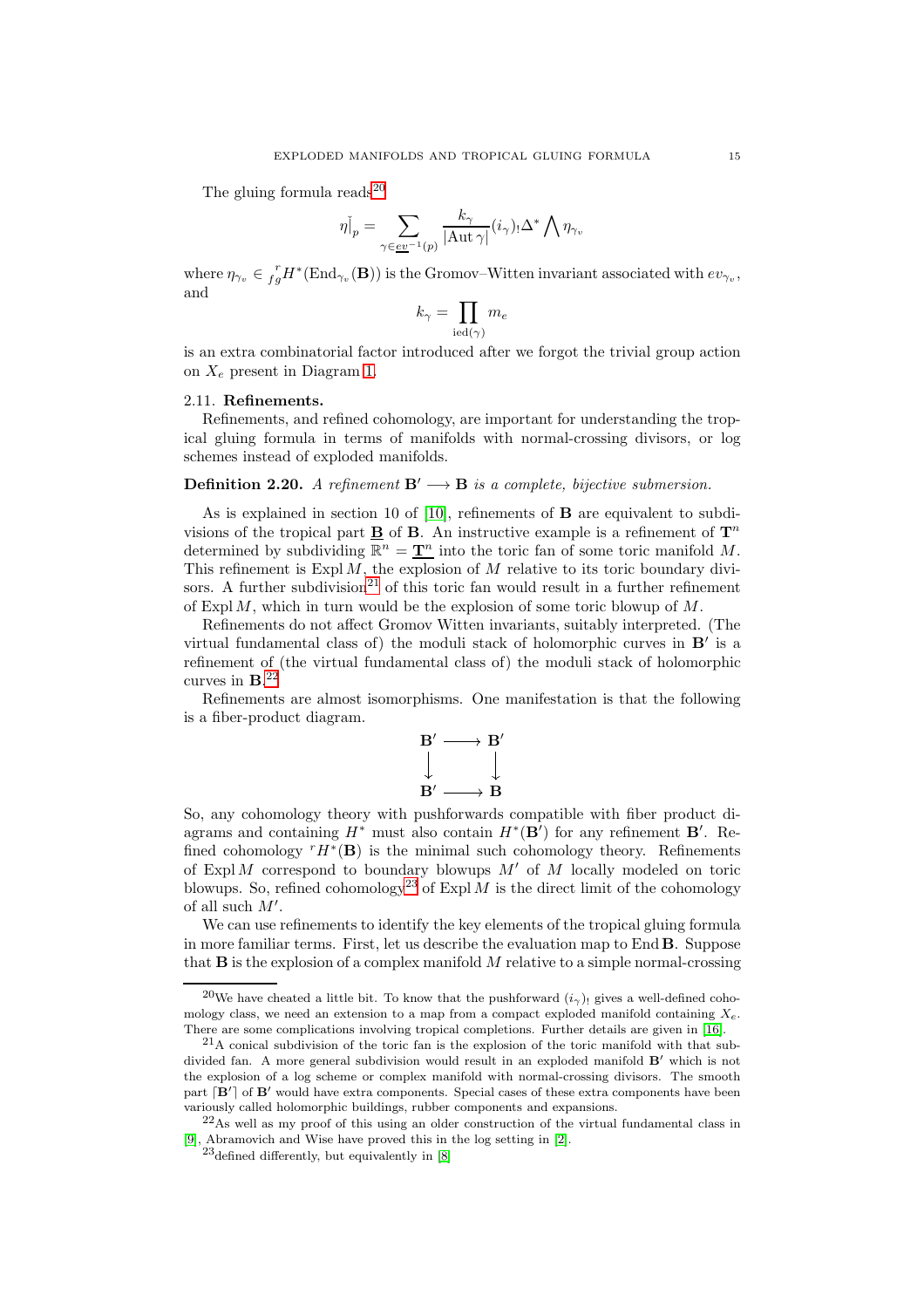The gluing formula reads[20]

$$\check{\eta}\rceil_p = \sum_{\gamma\in\underline{ev}^{-1}(p)} \frac{k_\gamma}{|\operatorname{Aut}\gamma|}(i_\gamma)_!\Delta^* \bigwedge \eta_{\gamma_v}$$

where $\eta_{\gamma_v} \in {}^r_{fg}H^*(\operatorname{End}_{\gamma_v}(\mathbf{B}))$ is the Gromov–Witten invariant associated with $ev_{\gamma_v}$, and

$$k_\gamma = \prod_{\operatorname{ied}(\gamma)} m_e$$

is an extra combinatorial factor introduced after we forgot the trivial group action on $X_e$ present in Diagram 1.

### 2.11. Refinements.

Refinements, and refined cohomology, are important for understanding the tropical gluing formula in terms of manifolds with normal-crossing divisors, or log schemes instead of exploded manifolds.

**Definition 2.20.** *A refinement $\mathbf{B}' \longrightarrow \mathbf{B}$ is a complete, bijective submersion.*

As is explained in section 10 of [10], refinements of $\mathbf{B}$ are equivalent to subdivisions of the tropical part $\underline{\mathbf{B}}$ of $\mathbf{B}$. An instructive example is a refinement of $\mathbf{T}^n$ determined by subdividing $\mathbb{R}^n = \underline{\mathbf{T}^n}$ into the toric fan of some toric manifold $M$. This refinement is $\operatorname{Expl} M$, the explosion of $M$ relative to its toric boundary divisors. A further subdivision[21] of this toric fan would result in a further refinement of $\operatorname{Expl} M$, which in turn would be the explosion of some toric blowup of $M$.

Refinements do not affect Gromov Witten invariants, suitably interpreted. (The virtual fundamental class of) the moduli stack of holomorphic curves in $\mathbf{B}'$ is a refinement of (the virtual fundamental class of) the moduli stack of holomorphic curves in $\mathbf{B}$.[22]

Refinements are almost isomorphisms. One manifestation is that the following is a fiber-product diagram.

$$\begin{array}{ccc} \mathbf{B}' & \longrightarrow & \mathbf{B}' \\ \downarrow & & \downarrow \\ \mathbf{B}' & \longrightarrow & \mathbf{B} \end{array}$$

So, any cohomology theory with pushforwards compatible with fiber product diagrams and containing $H^*$ must also contain $H^*(\mathbf{B}')$ for any refinement $\mathbf{B}'$. Refined cohomology ${}^rH^*(\mathbf{B})$ is the minimal such cohomology theory. Refinements of $\operatorname{Expl} M$ correspond to boundary blowups $M'$ of $M$ locally modeled on toric blowups. So, refined cohomology[23] of $\operatorname{Expl} M$ is the direct limit of the cohomology of all such $M'$.

We can use refinements to identify the key elements of the tropical gluing formula in more familiar terms. First, let us describe the evaluation map to $\operatorname{End}\mathbf{B}$. Suppose that $\mathbf{B}$ is the explosion of a complex manifold $M$ relative to a simple normal-crossing

---

[20] We have cheated a little bit. To know that the pushforward $(i_\gamma)_!$ gives a well-defined cohomology class, we need an extension to a map from a compact exploded manifold containing $X_e$. There are some complications involving tropical completions. Further details are given in [16].

[21] A conical subdivision of the toric fan is the explosion of the toric manifold with that subdivided fan. A more general subdivision would result in an exploded manifold $\mathbf{B}'$ which is not the explosion of a log scheme or complex manifold with normal-crossing divisors. The smooth part $\lceil \mathbf{B}' \rceil$ of $\mathbf{B}'$ would have extra components. Special cases of these extra components have been variously called holomorphic buildings, rubber components and expansions.

[22] As well as my proof of this using an older construction of the virtual fundamental class in [9], Abramovich and Wise have proved this in the log setting in [2].

[23] defined differently, but equivalently in [8]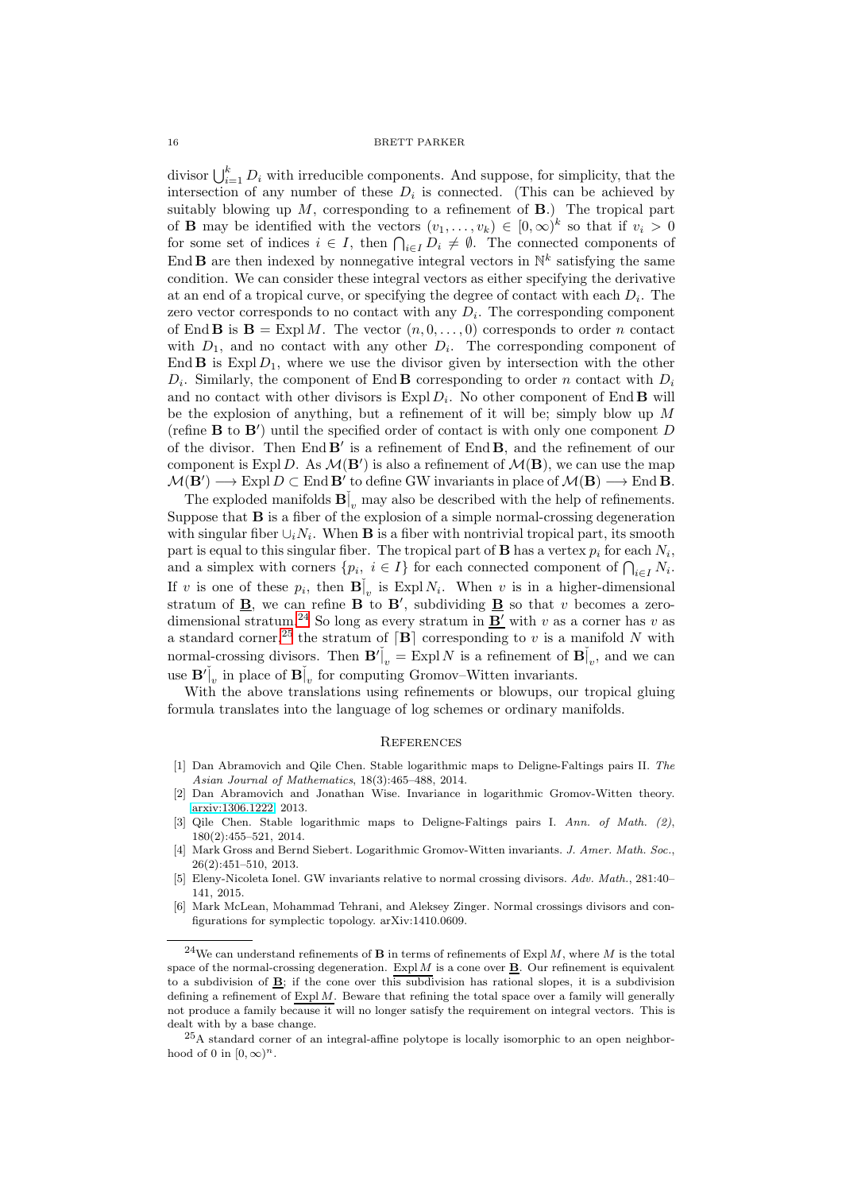divisor $\bigcup_{i=1}^k D_i$ with irreducible components. And suppose, for simplicity, that the intersection of any number of these $D_i$ is connected. (This can be achieved by suitably blowing up $M$, corresponding to a refinement of $\mathbf{B}$.) The tropical part of $\mathbf{B}$ may be identified with the vectors $(v_1, \dots, v_k) \in [0, \infty)^k$ so that if $v_i > 0$ for some set of indices $i \in I$, then $\bigcap_{i \in I} D_i \neq \emptyset$. The connected components of $\operatorname{End} \mathbf{B}$ are then indexed by nonnegative integral vectors in $\mathbb{N}^k$ satisfying the same condition. We can consider these integral vectors as either specifying the derivative at an end of a tropical curve, or specifying the degree of contact with each $D_i$. The zero vector corresponds to no contact with any $D_i$. The corresponding component of $\operatorname{End} \mathbf{B}$ is $\mathbf{B} = \operatorname{Expl} M$. The vector $(n, 0, \dots, 0)$ corresponds to order $n$ contact with $D_1$, and no contact with any other $D_i$. The corresponding component of $\operatorname{End} \mathbf{B}$ is $\operatorname{Expl} D_1$, where we use the divisor given by intersection with the other $D_i$. Similarly, the component of $\operatorname{End} \mathbf{B}$ corresponding to order $n$ contact with $D_i$ and no contact with other divisors is $\operatorname{Expl} D_i$. No other component of $\operatorname{End} \mathbf{B}$ will be the explosion of anything, but a refinement of it will be; simply blow up $M$ (refine $\mathbf{B}$ to $\mathbf{B}'$) until the specified order of contact is with only one component $D$ of the divisor. Then $\operatorname{End} \mathbf{B}'$ is a refinement of $\operatorname{End} \mathbf{B}$, and the refinement of our component is $\operatorname{Expl} D$. As $\mathcal{M}(\mathbf{B}')$ is also a refinement of $\mathcal{M}(\mathbf{B})$, we can use the map $\mathcal{M}(\mathbf{B}') \longrightarrow \operatorname{Expl} D \subset \operatorname{End} \mathbf{B}'$ to define GW invariants in place of $\mathcal{M}(\mathbf{B}) \longrightarrow \operatorname{End} \mathbf{B}$.

The exploded manifolds $\mathbf{B}\rceil_v$ may also be described with the help of refinements. Suppose that $\mathbf{B}$ is a fiber of the explosion of a simple normal-crossing degeneration with singular fiber $\cup_i N_i$. When $\mathbf{B}$ is a fiber with nontrivial tropical part, its smooth part is equal to this singular fiber. The tropical part of $\mathbf{B}$ has a vertex $p_i$ for each $N_i$, and a simplex with corners $\{p_i, \ i \in I\}$ for each connected component of $\bigcap_{i \in I} N_i$. If $v$ is one of these $p_i$, then $\mathbf{B}\rceil_v$ is $\operatorname{Expl} N_i$. When $v$ is in a higher-dimensional stratum of $\underline{\mathbf{B}}$, we can refine $\mathbf{B}$ to $\mathbf{B}'$, subdividing $\underline{\mathbf{B}}$ so that $v$ becomes a zero-dimensional stratum.[24] So long as every stratum in $\underline{\mathbf{B}'}$ with $v$ as a corner has $v$ as a standard corner,[25] the stratum of $\lceil \mathbf{B} \rceil$ corresponding to $v$ is a manifold $N$ with normal-crossing divisors. Then $\mathbf{B}'\rceil_v = \operatorname{Expl} N$ is a refinement of $\mathbf{B}\rceil_v$, and we can use $\mathbf{B}'\rceil_v$ in place of $\mathbf{B}\rceil_v$ for computing Gromov–Witten invariants.

With the above translations using refinements or blowups, our tropical gluing formula translates into the language of log schemes or ordinary manifolds.

## References

[1] Dan Abramovich and Qile Chen. Stable logarithmic maps to Deligne-Faltings pairs II. *The Asian Journal of Mathematics*, 18(3):465–488, 2014.

[2] Dan Abramovich and Jonathan Wise. Invariance in logarithmic Gromov-Witten theory. arxiv:1306.1222, 2013.

[3] Qile Chen. Stable logarithmic maps to Deligne-Faltings pairs I. *Ann. of Math. (2)*, 180(2):455–521, 2014.

[4] Mark Gross and Bernd Siebert. Logarithmic Gromov-Witten invariants. *J. Amer. Math. Soc.*, 26(2):451–510, 2013.

[5] Eleny-Nicoleta Ionel. GW invariants relative to normal crossing divisors. *Adv. Math.*, 281:40–141, 2015.

[6] Mark McLean, Mohammad Tehrani, and Aleksey Zinger. Normal crossings divisors and configurations for symplectic topology. arXiv:1410.0609.

---

[24] We can understand refinements of $\mathbf{B}$ in terms of refinements of $\operatorname{Expl} M$, where $M$ is the total space of the normal-crossing degeneration. $\underline{\operatorname{Expl} M}$ is a cone over $\underline{\mathbf{B}}$. Our refinement is equivalent to a subdivision of $\underline{\mathbf{B}}$; if the cone over this subdivision has rational slopes, it is a subdivision defining a refinement of $\underline{\operatorname{Expl} M}$. Beware that refining the total space over a family will generally not produce a family because it will no longer satisfy the requirement on integral vectors. This is dealt with by a base change.

[25] A standard corner of an integral-affine polytope is locally isomorphic to an open neighborhood of 0 in $[0, \infty)^n$.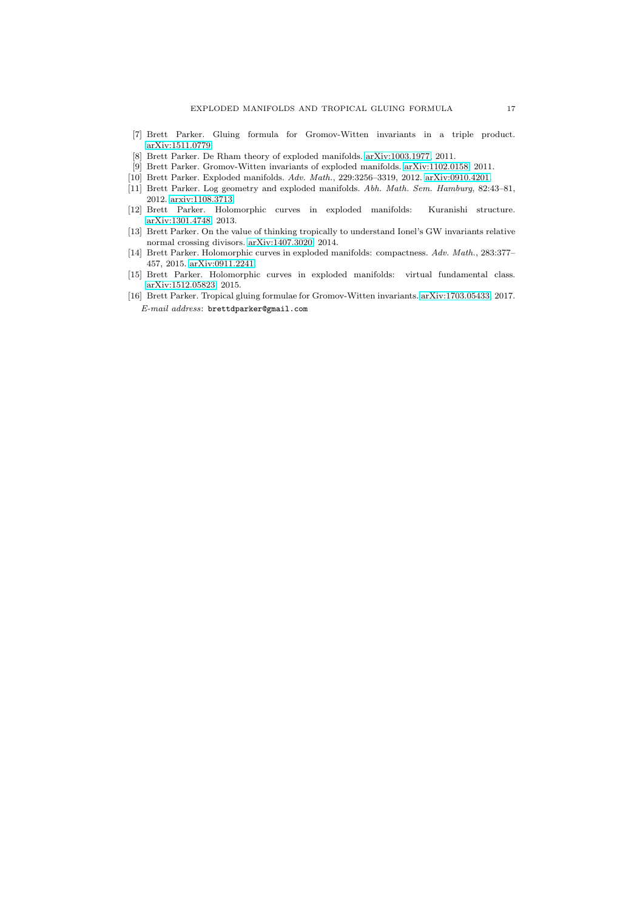[7] Brett Parker. Gluing formula for Gromov-Witten invariants in a triple product. arXiv:1511.0779

[8] Brett Parker. De Rham theory of exploded manifolds. arXiv:1003.1977, 2011.

[9] Brett Parker. Gromov-Witten invariants of exploded manifolds. arXiv:1102.0158, 2011.

[10] Brett Parker. Exploded manifolds. *Adv. Math.*, 229:3256–3319, 2012. arXiv:0910.4201

[11] Brett Parker. Log geometry and exploded manifolds. *Abh. Math. Sem. Hamburg*, 82:43–81, 2012. arxiv:1108.3713

[12] Brett Parker. Holomorphic curves in exploded manifolds: Kuranishi structure. arXiv:1301.4748, 2013.

[13] Brett Parker. On the value of thinking tropically to understand Ionel's GW invariants relative normal crossing divisors. arXiv:1407.3020, 2014.

[14] Brett Parker. Holomorphic curves in exploded manifolds: compactness. *Adv. Math.*, 283:377–457, 2015. arXiv:0911.2241

[15] Brett Parker. Holomorphic curves in exploded manifolds: virtual fundamental class. arXiv:1512.05823, 2015.

[16] Brett Parker. Tropical gluing formulae for Gromov-Witten invariants. arXiv:1703.05433, 2017.

*E-mail address*: brettdparker@gmail.com